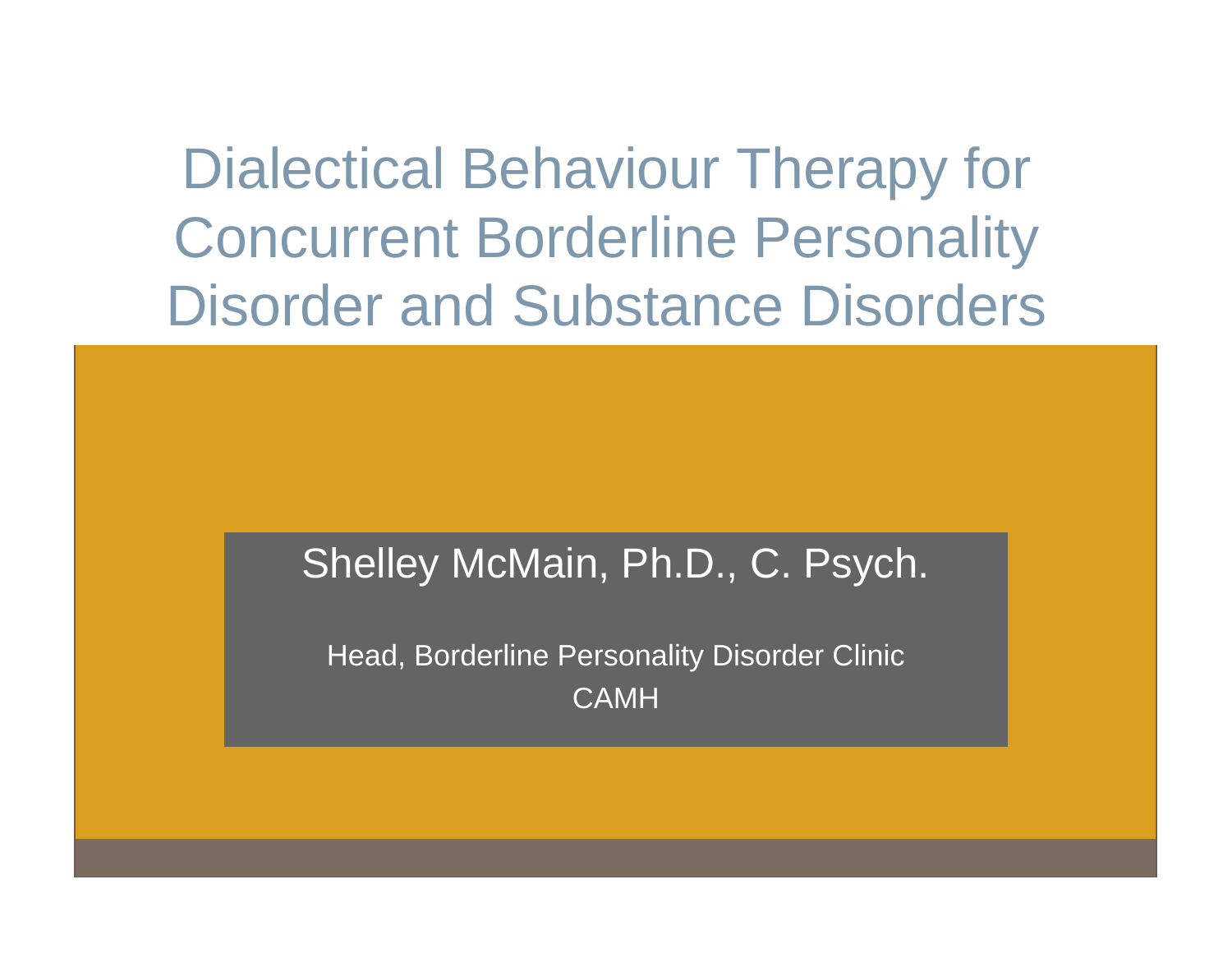# Dialectical Behaviour Therapy for Concurrent Borderline Personality Disorder and Substance Disorders

Shelley McMain, Ph.D., C. Psych.

Head, Borderline Personality Disorder Clinic

CAMH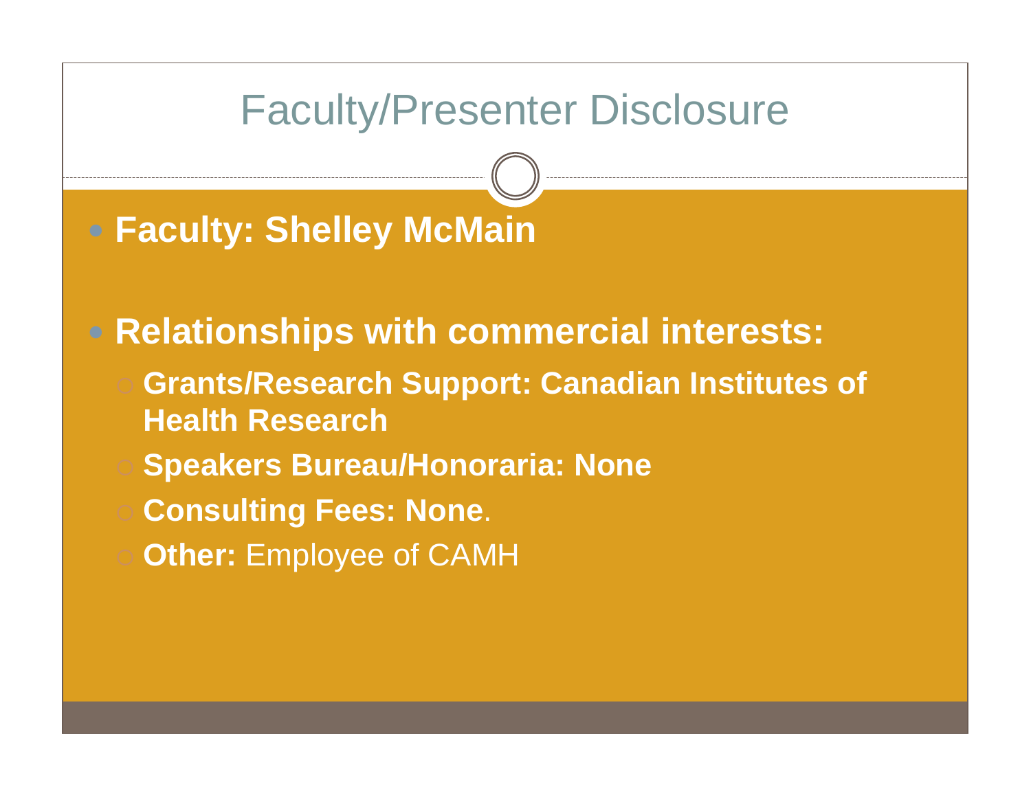# Faculty/Presenter Disclosure

- **Faculty: Shelley McMain**

- **Relationships with commercial interests:**
  - **Grants/Research Support: Canadian Institutes of Health Research**
  - **Speakers Bureau/Honoraria: None**
  - **Consulting Fees: None**.
  - **Other:** Employee of CAMH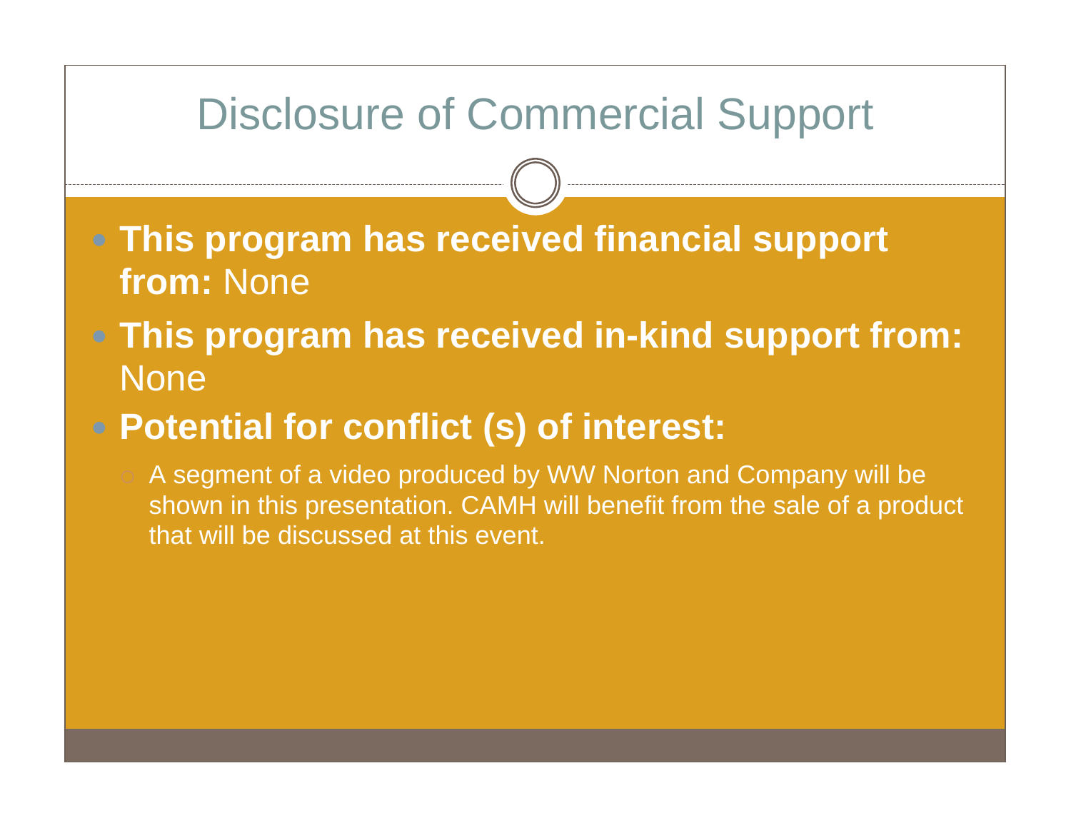# Disclosure of Commercial Support

- **This program has received financial support from:** None
- **This program has received in-kind support from:** None
- **Potential for conflict (s) of interest:**
  - A segment of a video produced by WW Norton and Company will be shown in this presentation. CAMH will benefit from the sale of a product that will be discussed at this event.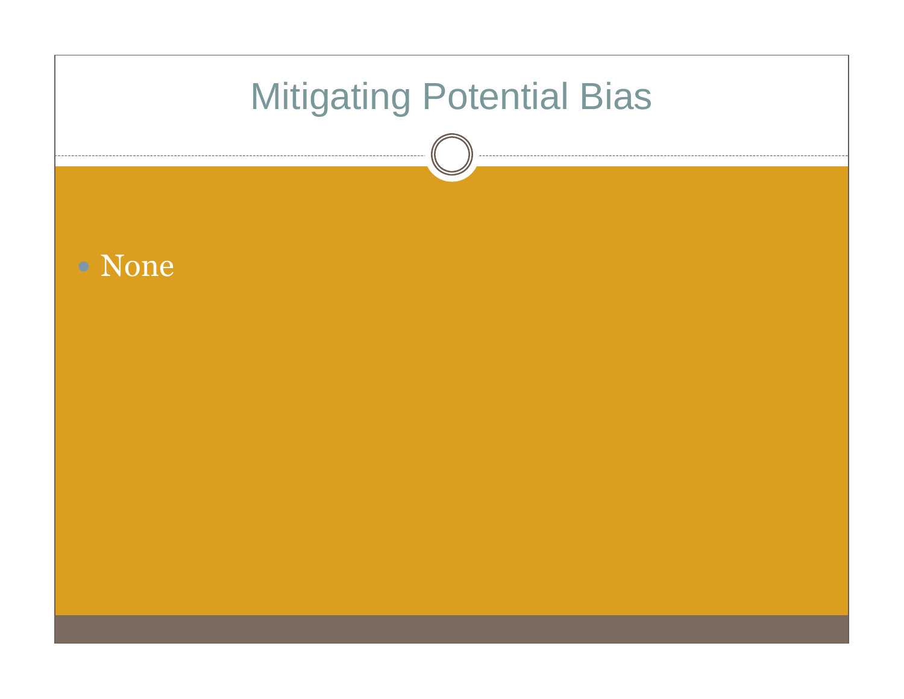# Mitigating Potential Bias

- None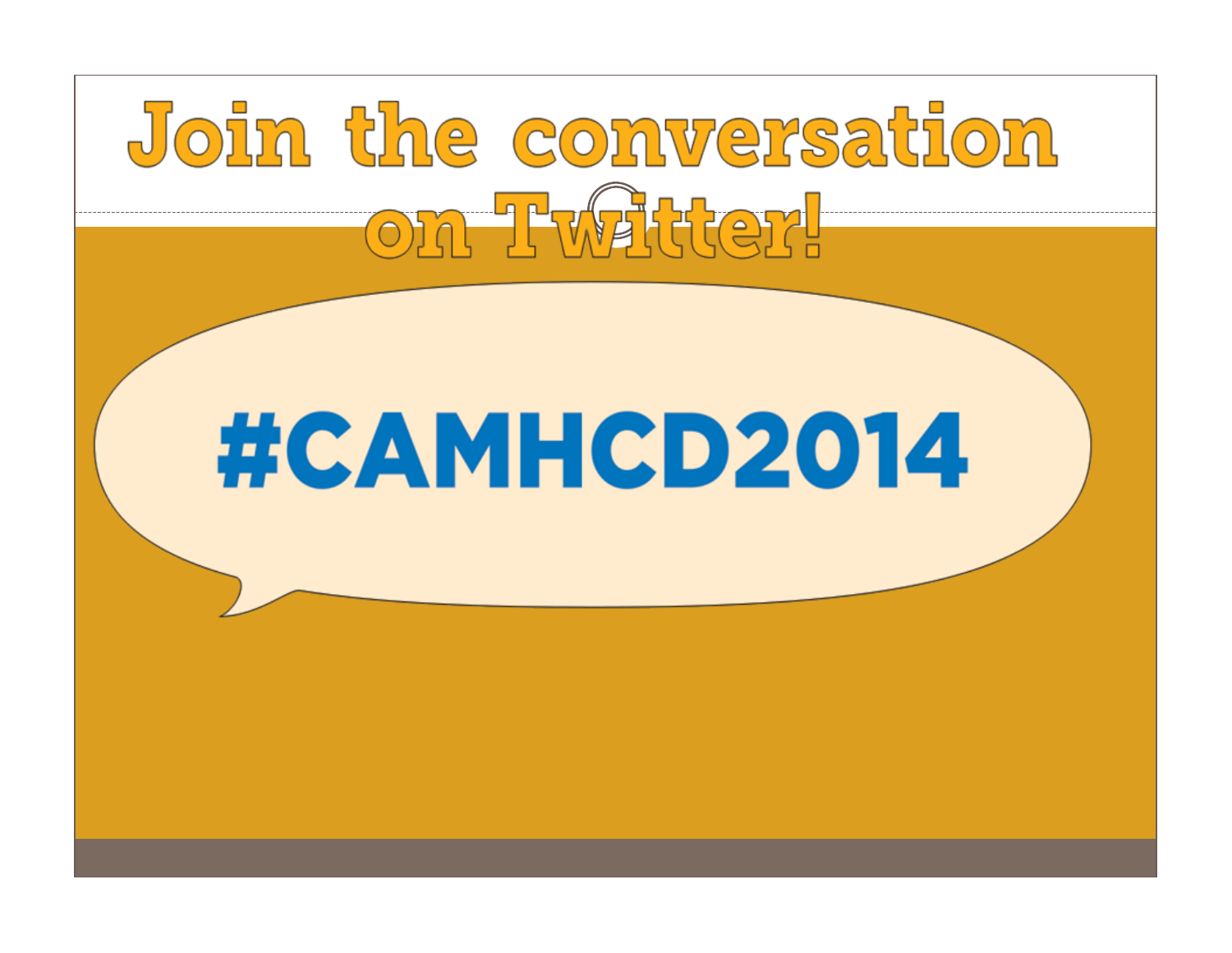# Join the conversation on Twitter!

#CAMHCD2014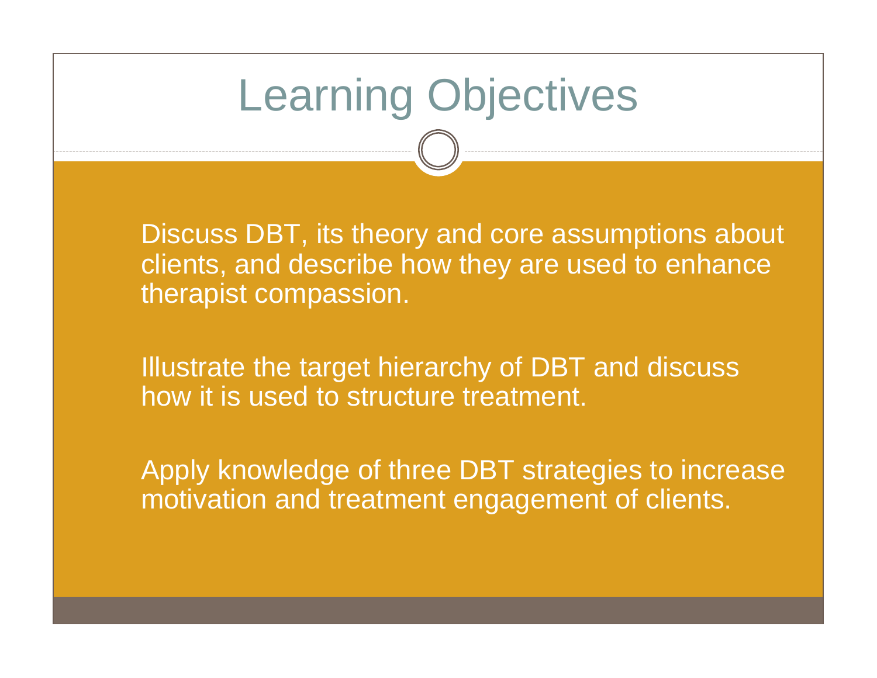# Learning Objectives

Discuss DBT, its theory and core assumptions about clients, and describe how they are used to enhance therapist compassion.

Illustrate the target hierarchy of DBT and discuss how it is used to structure treatment.

Apply knowledge of three DBT strategies to increase motivation and treatment engagement of clients.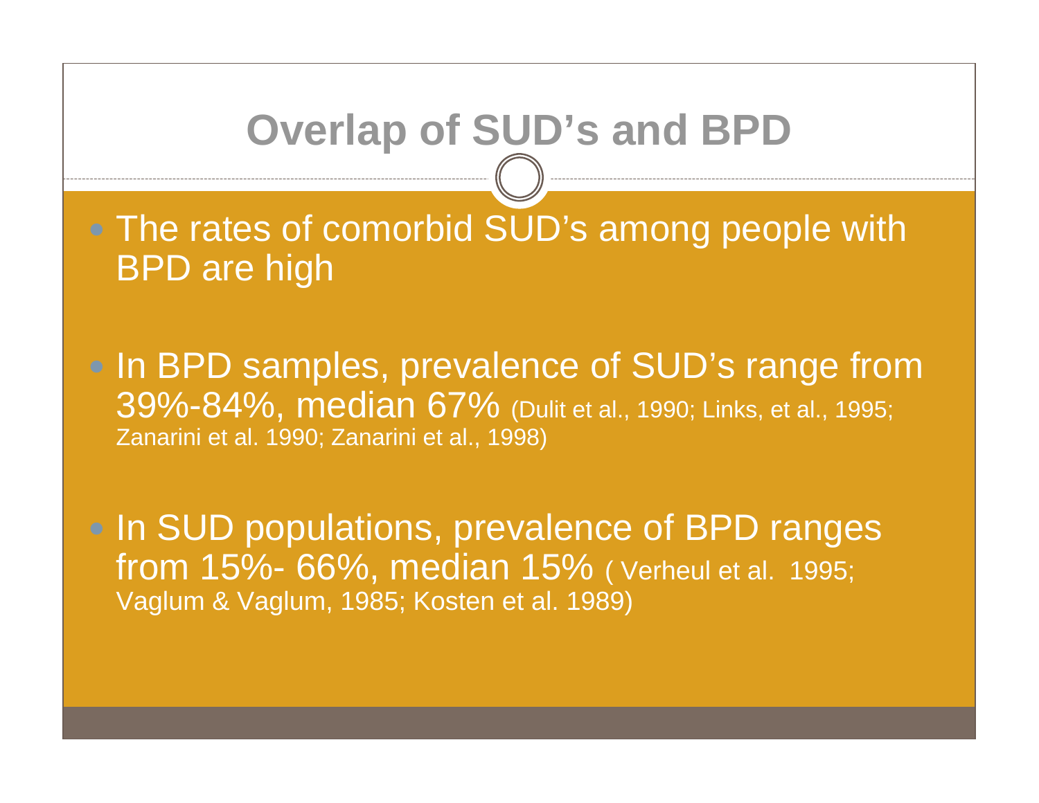# Overlap of SUD's and BPD

- The rates of comorbid SUD's among people with BPD are high
- In BPD samples, prevalence of SUD's range from 39%-84%, median 67% (Dulit et al., 1990; Links, et al., 1995; Zanarini et al. 1990; Zanarini et al., 1998)
- In SUD populations, prevalence of BPD ranges from 15%- 66%, median 15% ( Verheul et al. 1995; Vaglum & Vaglum, 1985; Kosten et al. 1989)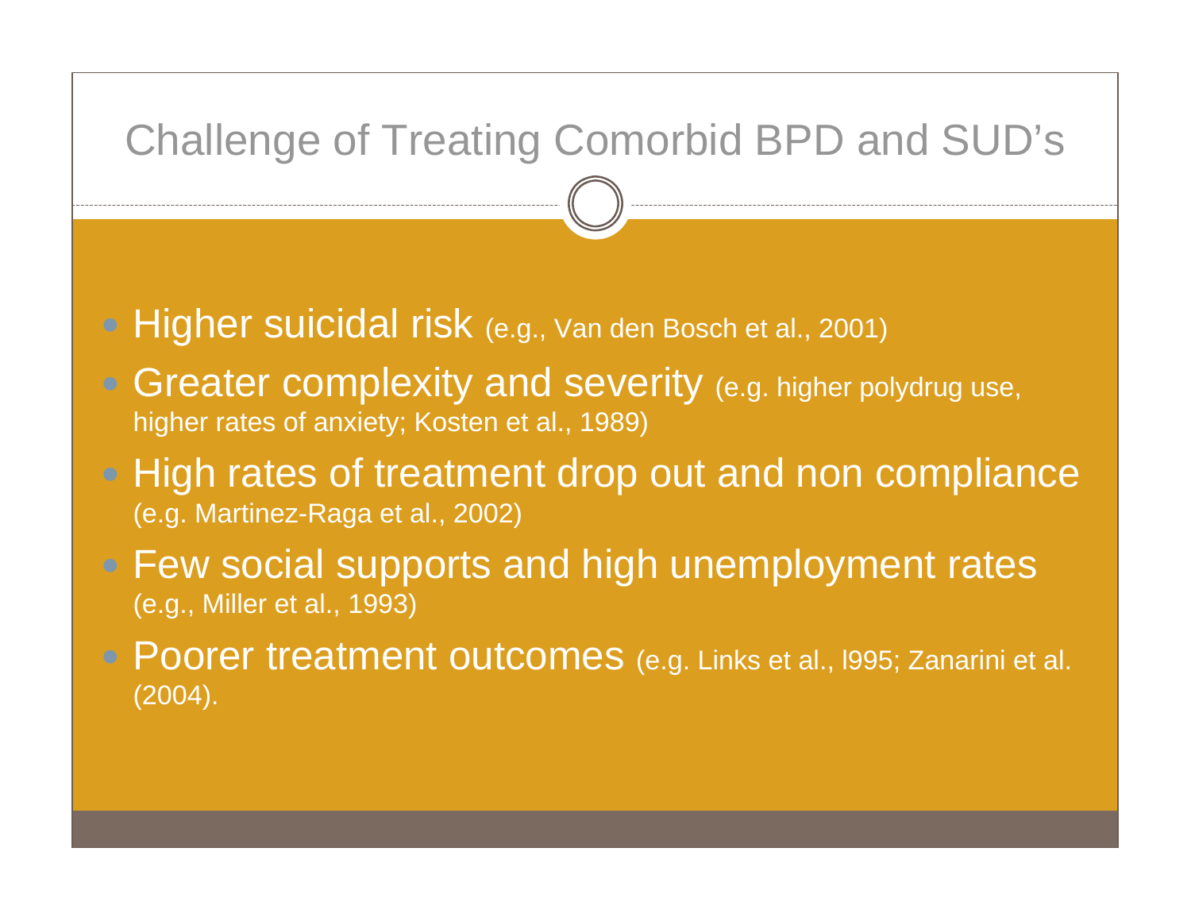# Challenge of Treating Comorbid BPD and SUD's

- Higher suicidal risk (e.g., Van den Bosch et al., 2001)
- Greater complexity and severity (e.g. higher polydrug use, higher rates of anxiety; Kosten et al., 1989)
- High rates of treatment drop out and non compliance (e.g. Martinez-Raga et al., 2002)
- Few social supports and high unemployment rates (e.g., Miller et al., 1993)
- Poorer treatment outcomes (e.g. Links et al., l995; Zanarini et al. (2004).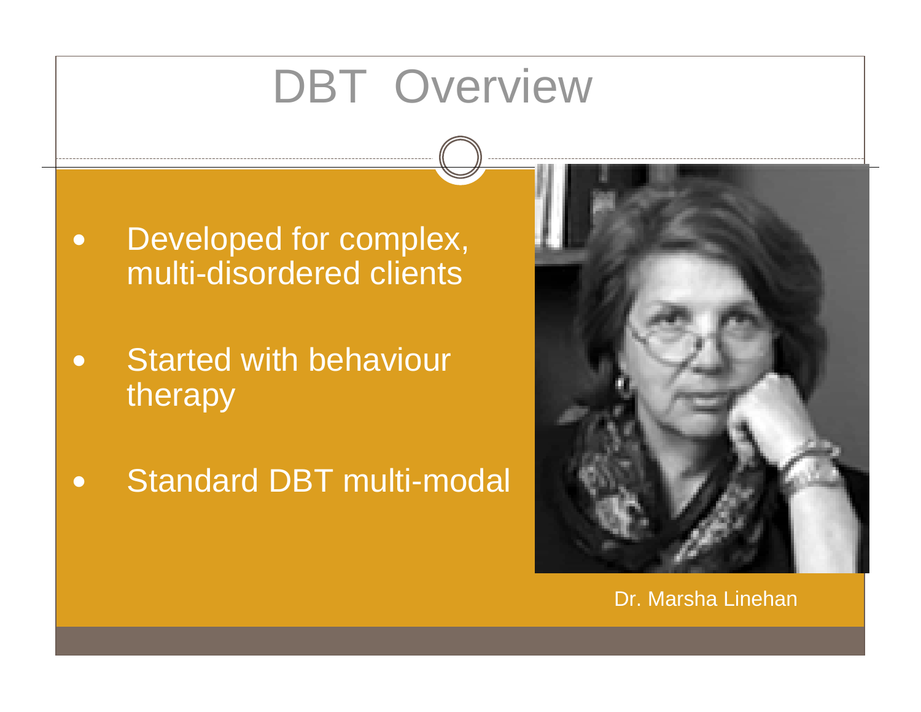# DBT Overview

- Developed for complex, multi-disordered clients
- Started with behaviour therapy
- Standard DBT multi-modal

Dr. Marsha Linehan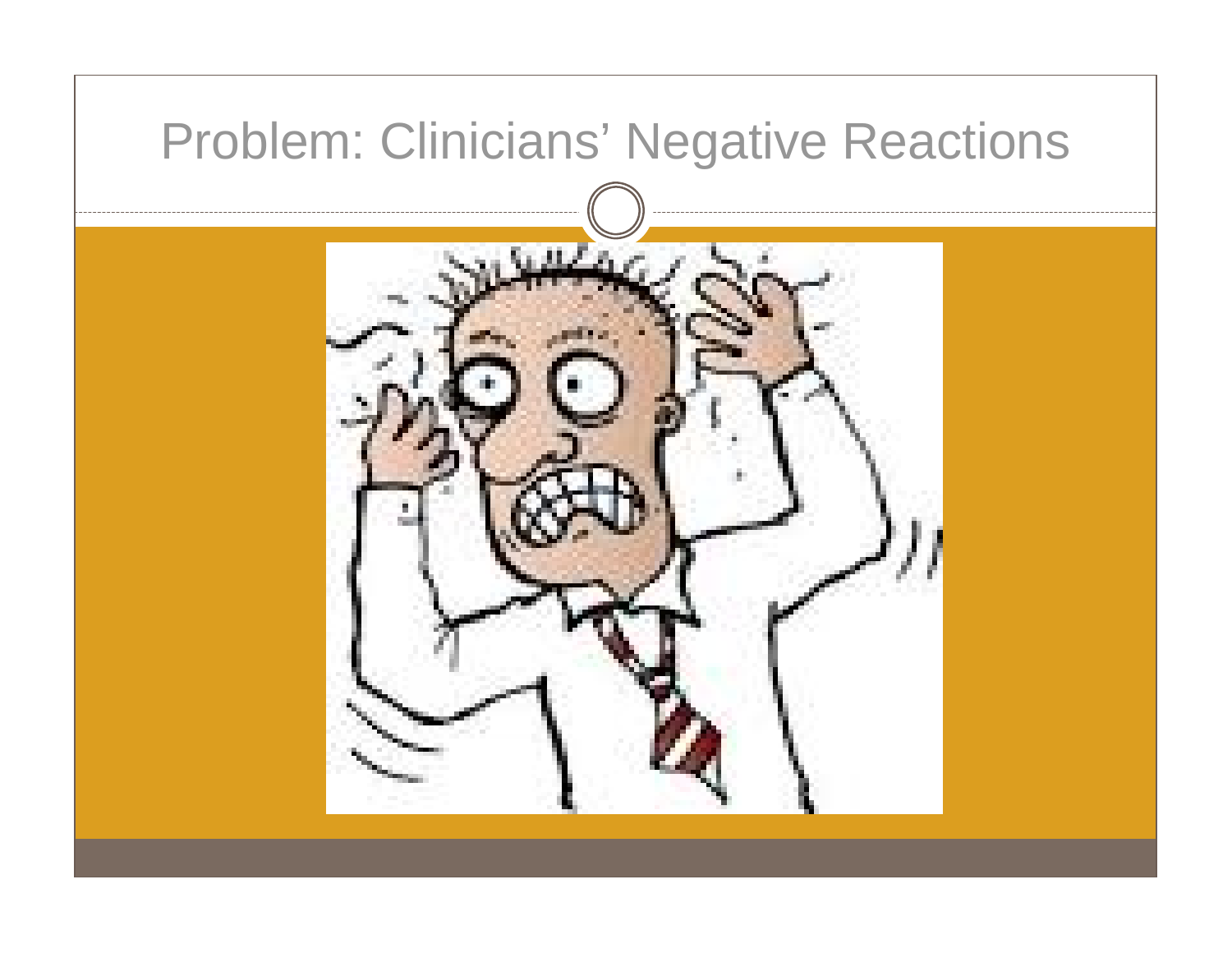# Problem: Clinicians' Negative Reactions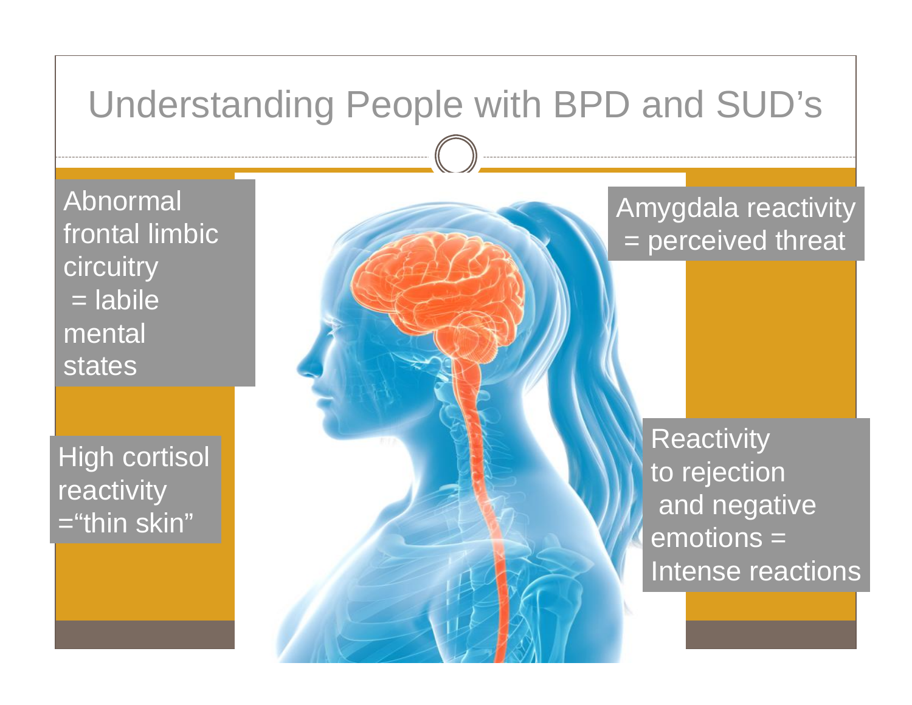# Understanding People with BPD and SUD's

Abnormal frontal limbic circuitry = labile mental states

Amygdala reactivity = perceived threat

High cortisol reactivity ="thin skin"

Reactivity to rejection and negative emotions = Intense reactions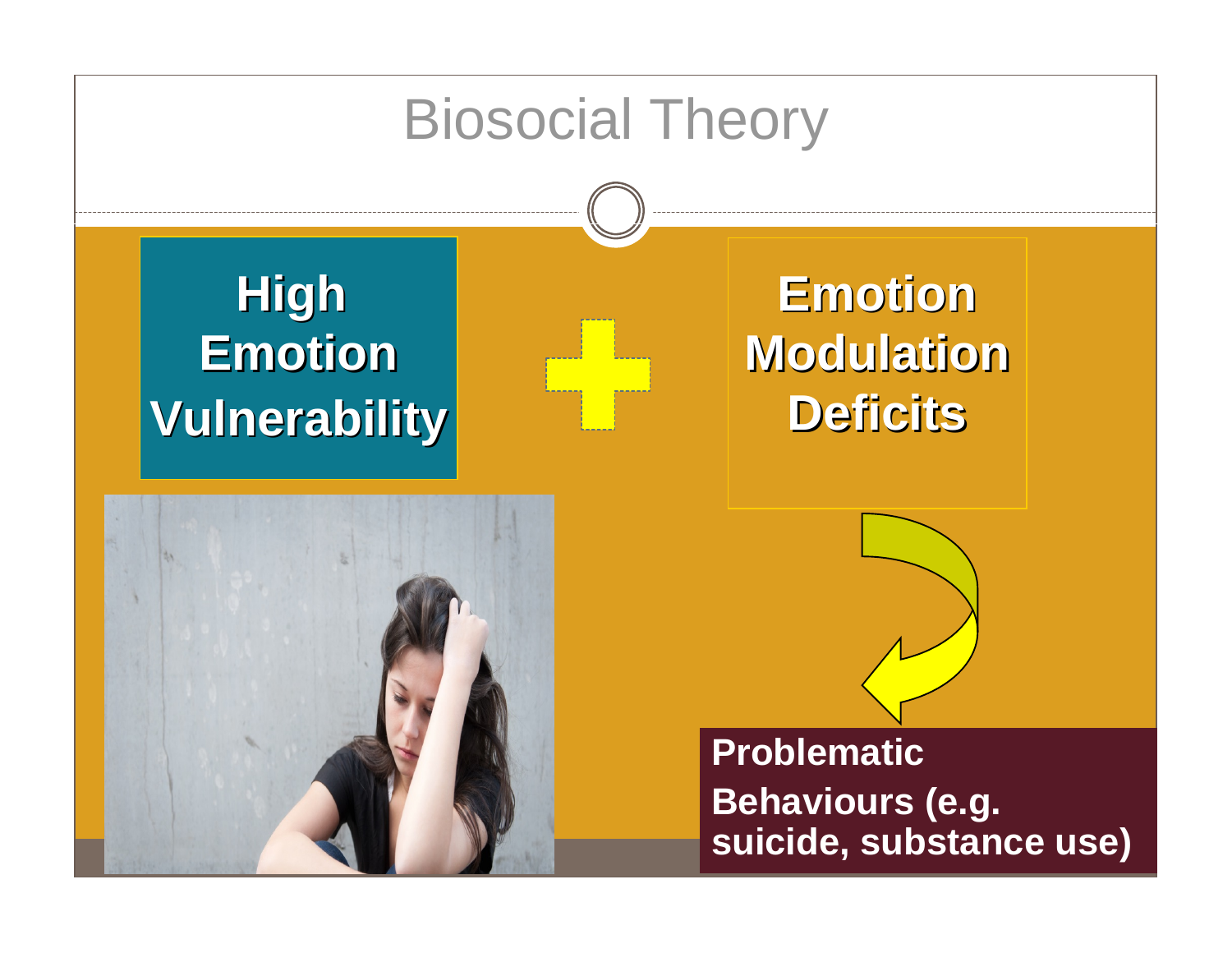# Biosocial Theory

**High Emotion Vulnerability**

+

**Emotion Modulation Deficits**

**Problematic Behaviours (e.g. suicide, substance use)**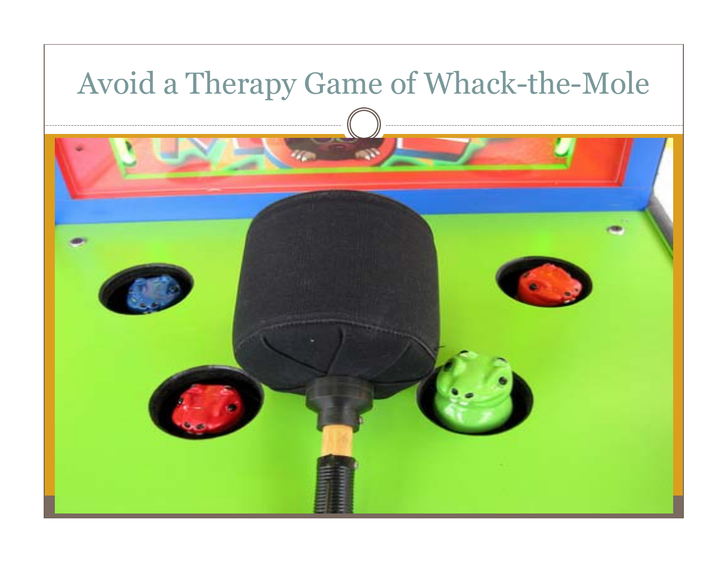# Avoid a Therapy Game of Whack-the-Mole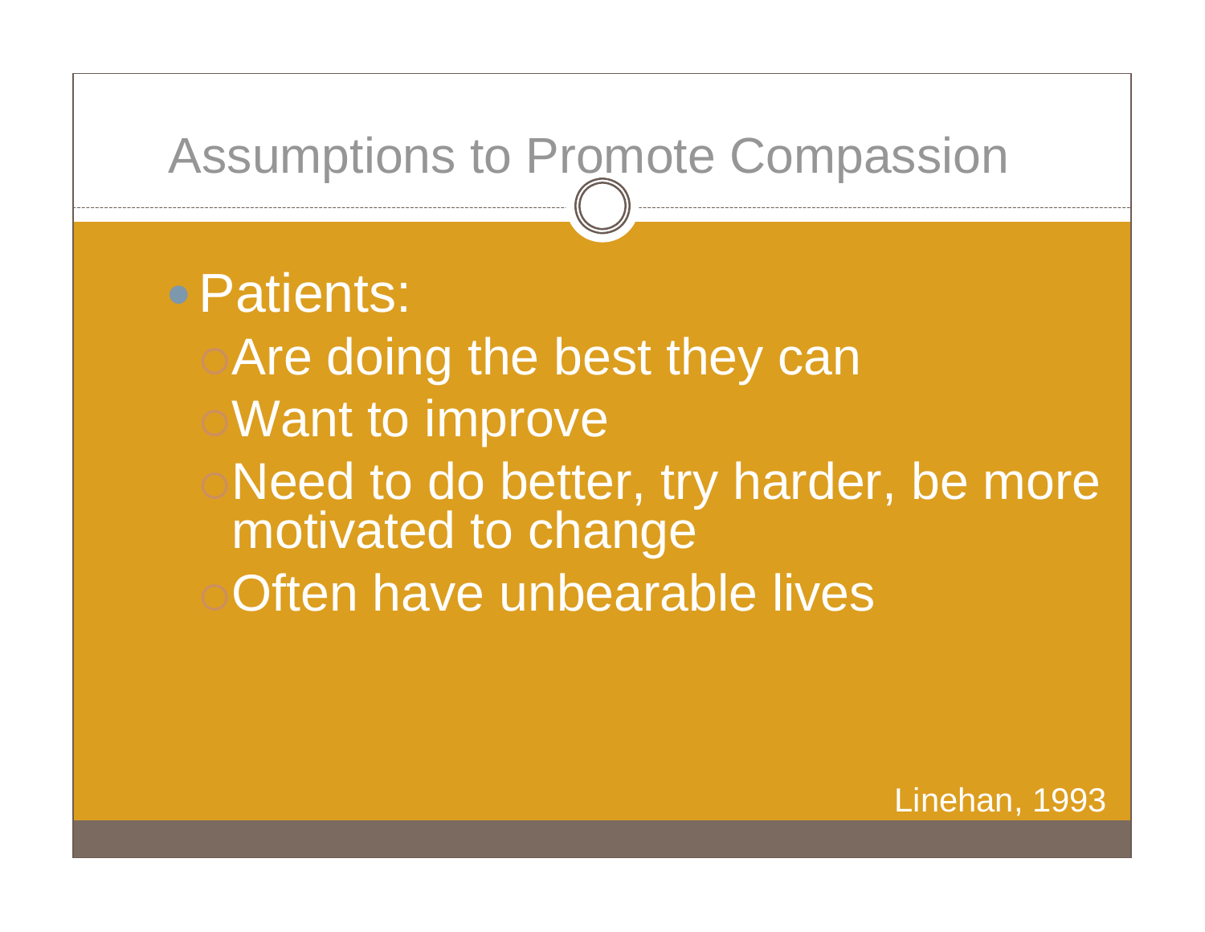# Assumptions to Promote Compassion

- Patients:
  - Are doing the best they can
  - Want to improve
  - Need to do better, try harder, be more motivated to change
  - Often have unbearable lives

Linehan, 1993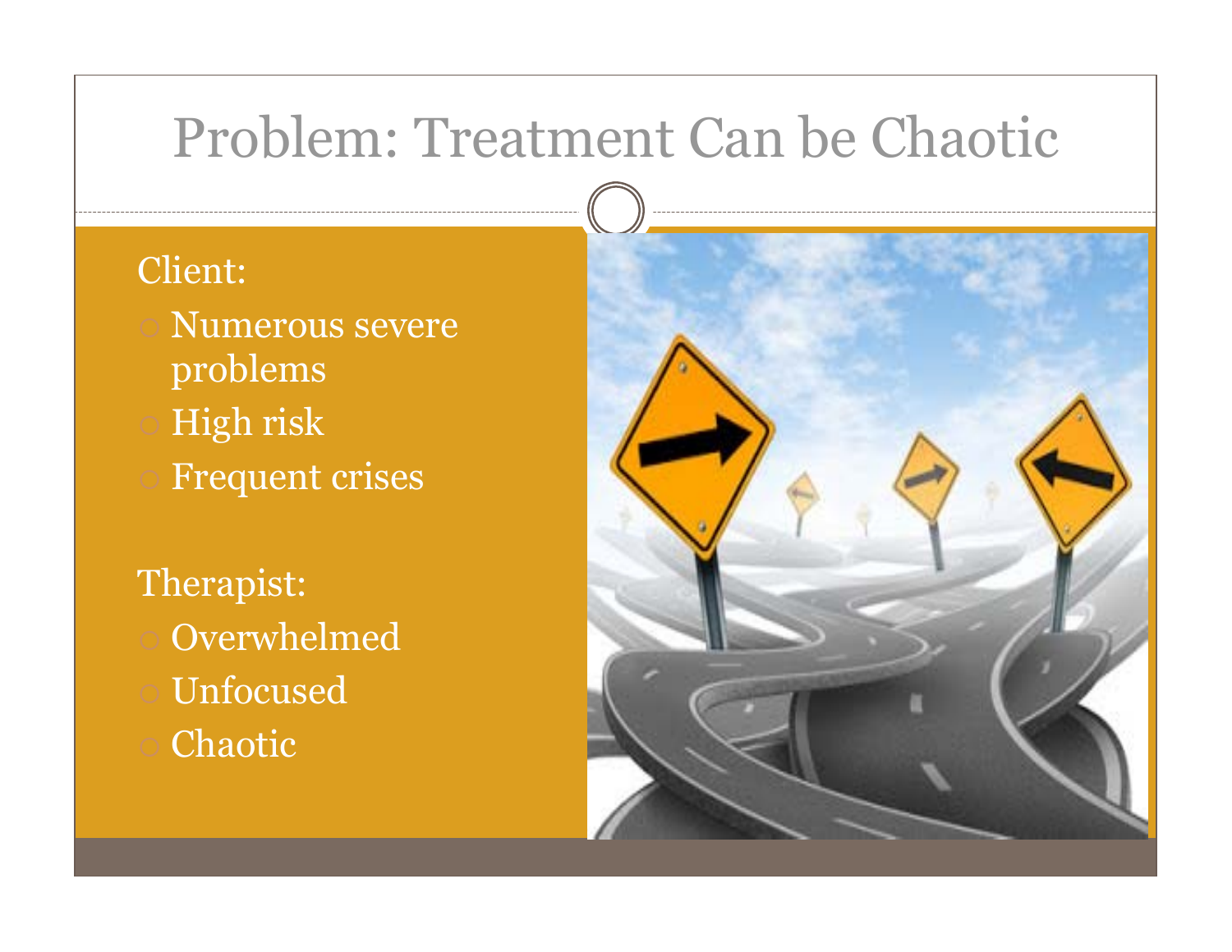# Problem: Treatment Can be Chaotic

Client:

- Numerous severe problems
- High risk
- Frequent crises

Therapist:

- Overwhelmed
- Unfocused
- Chaotic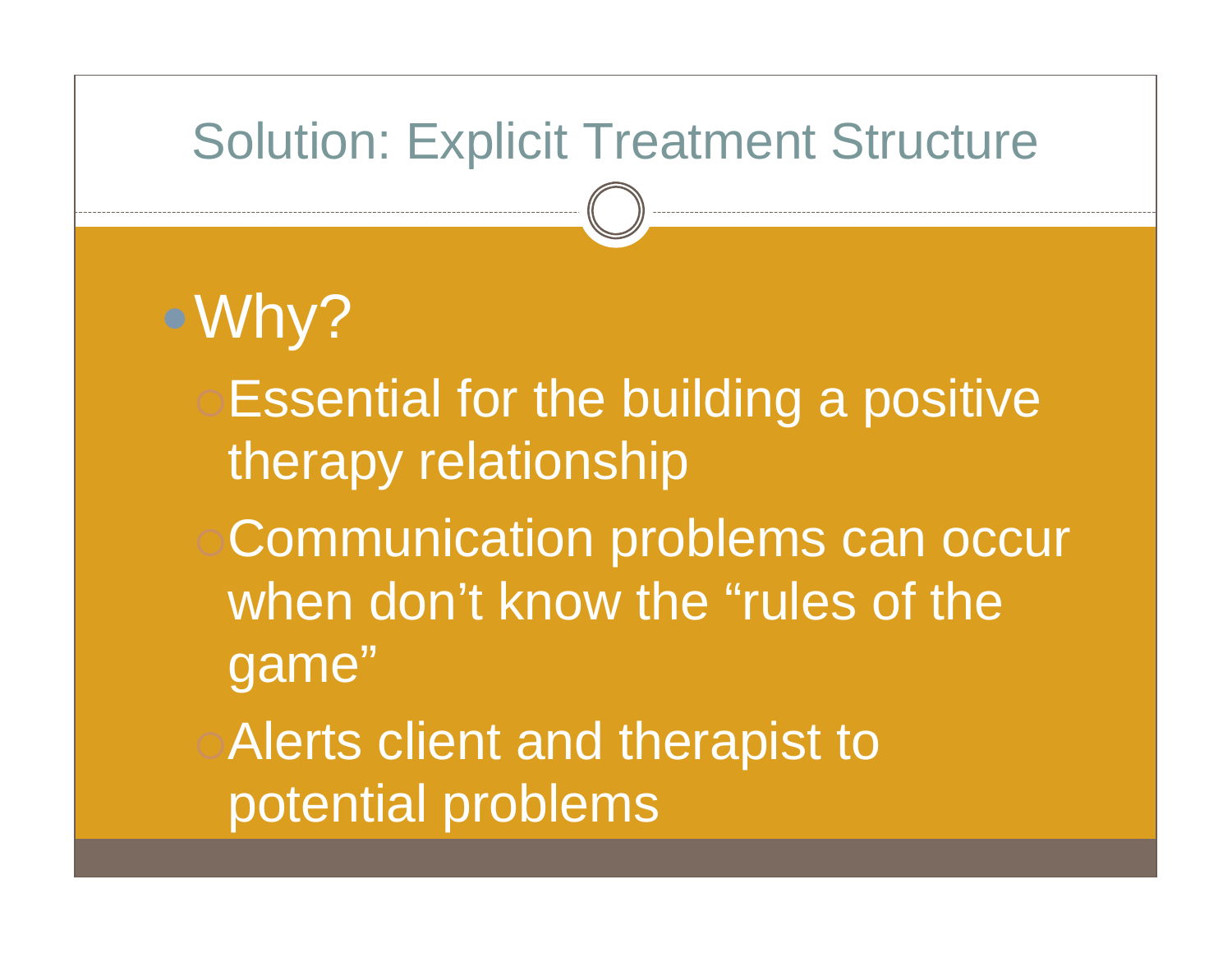# Solution: Explicit Treatment Structure

- Why?
  - Essential for the building a positive therapy relationship
  - Communication problems can occur when don't know the "rules of the game"
  - Alerts client and therapist to potential problems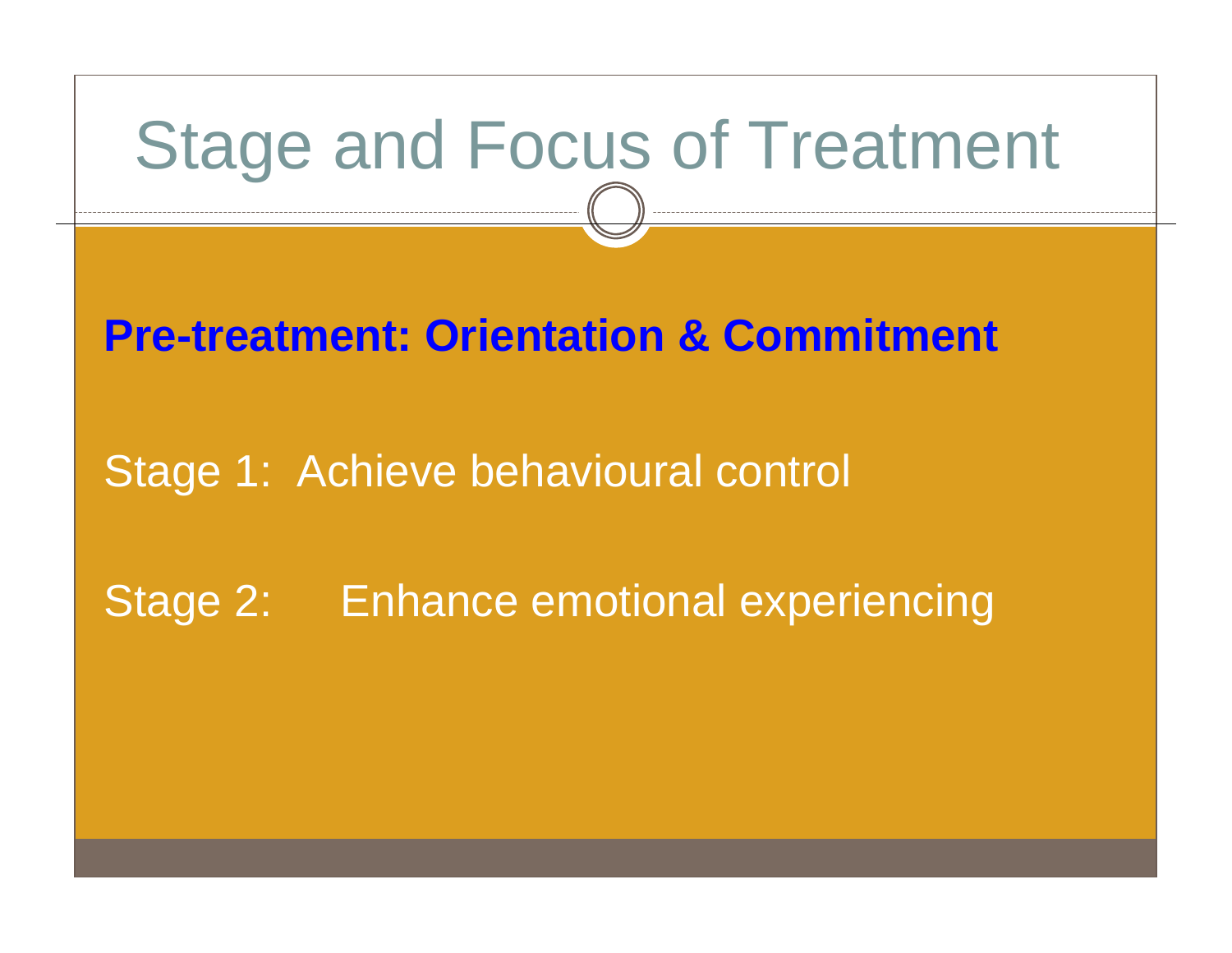# Stage and Focus of Treatment

**Pre-treatment: Orientation & Commitment**

Stage 1: Achieve behavioural control

Stage 2: Enhance emotional experiencing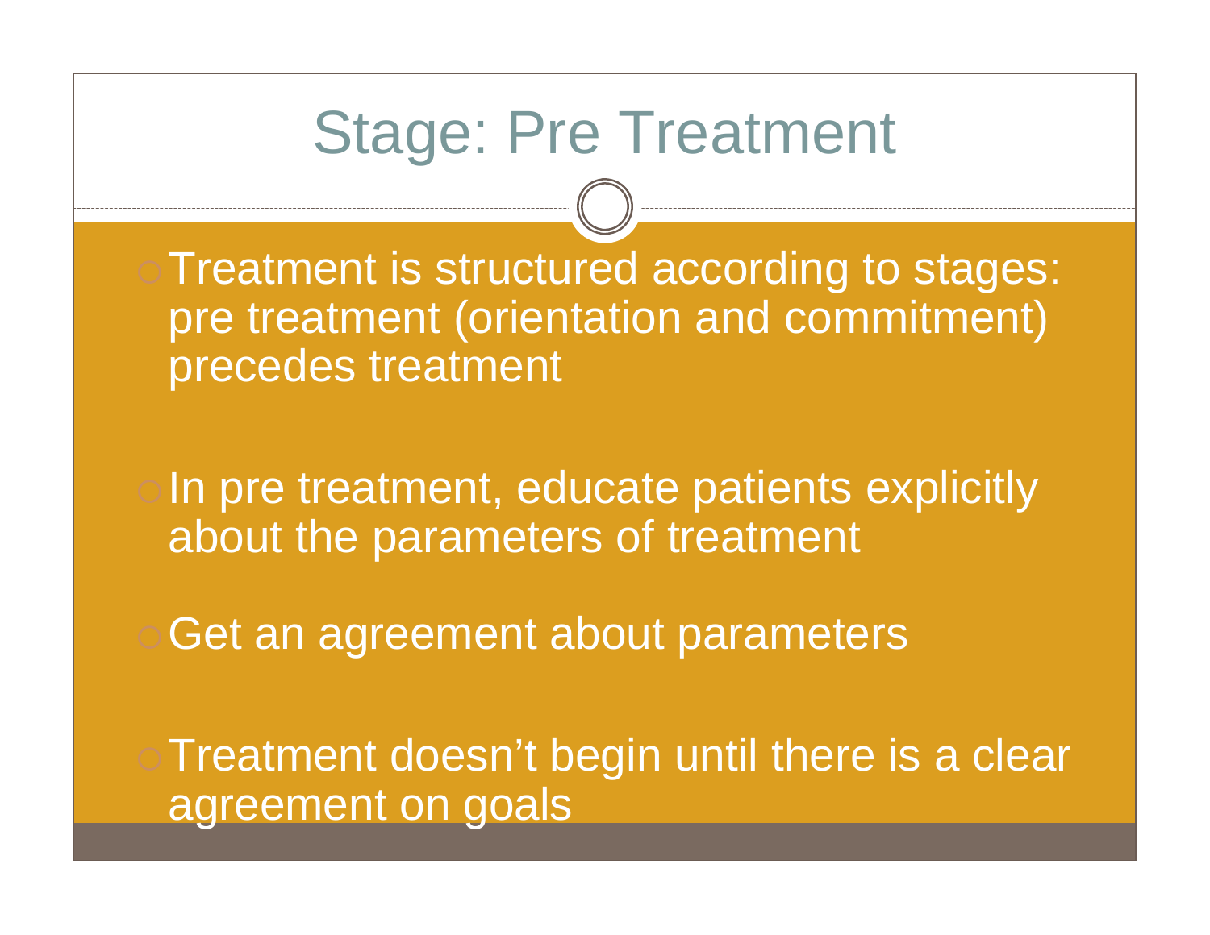# Stage: Pre Treatment

- Treatment is structured according to stages: pre treatment (orientation and commitment) precedes treatment

- In pre treatment, educate patients explicitly about the parameters of treatment

- Get an agreement about parameters

- Treatment doesn't begin until there is a clear agreement on goals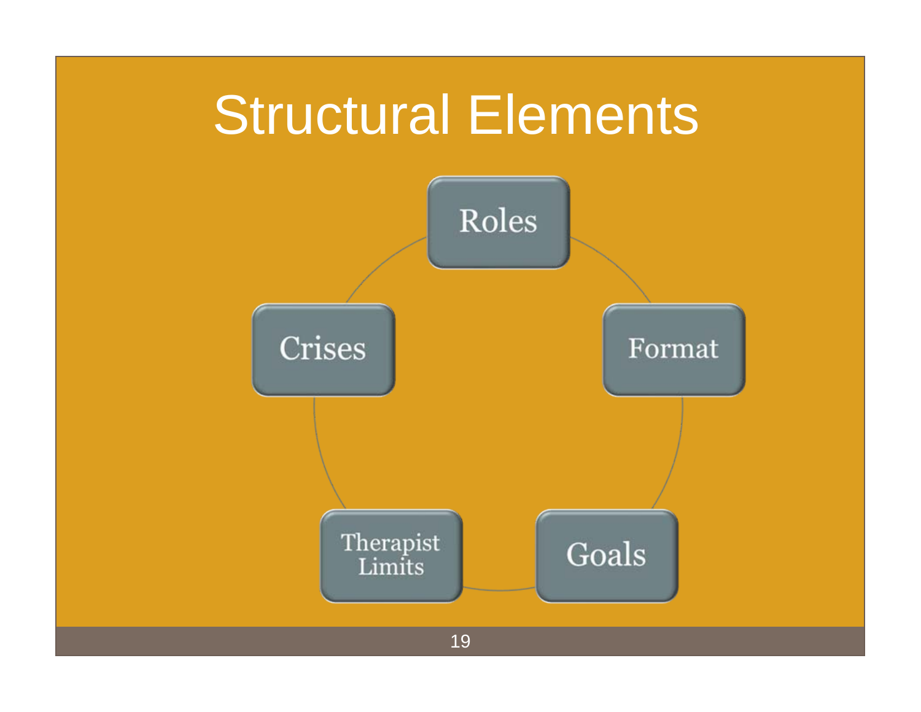# Structural Elements

- Roles
- Format
- Goals
- Therapist Limits
- Crises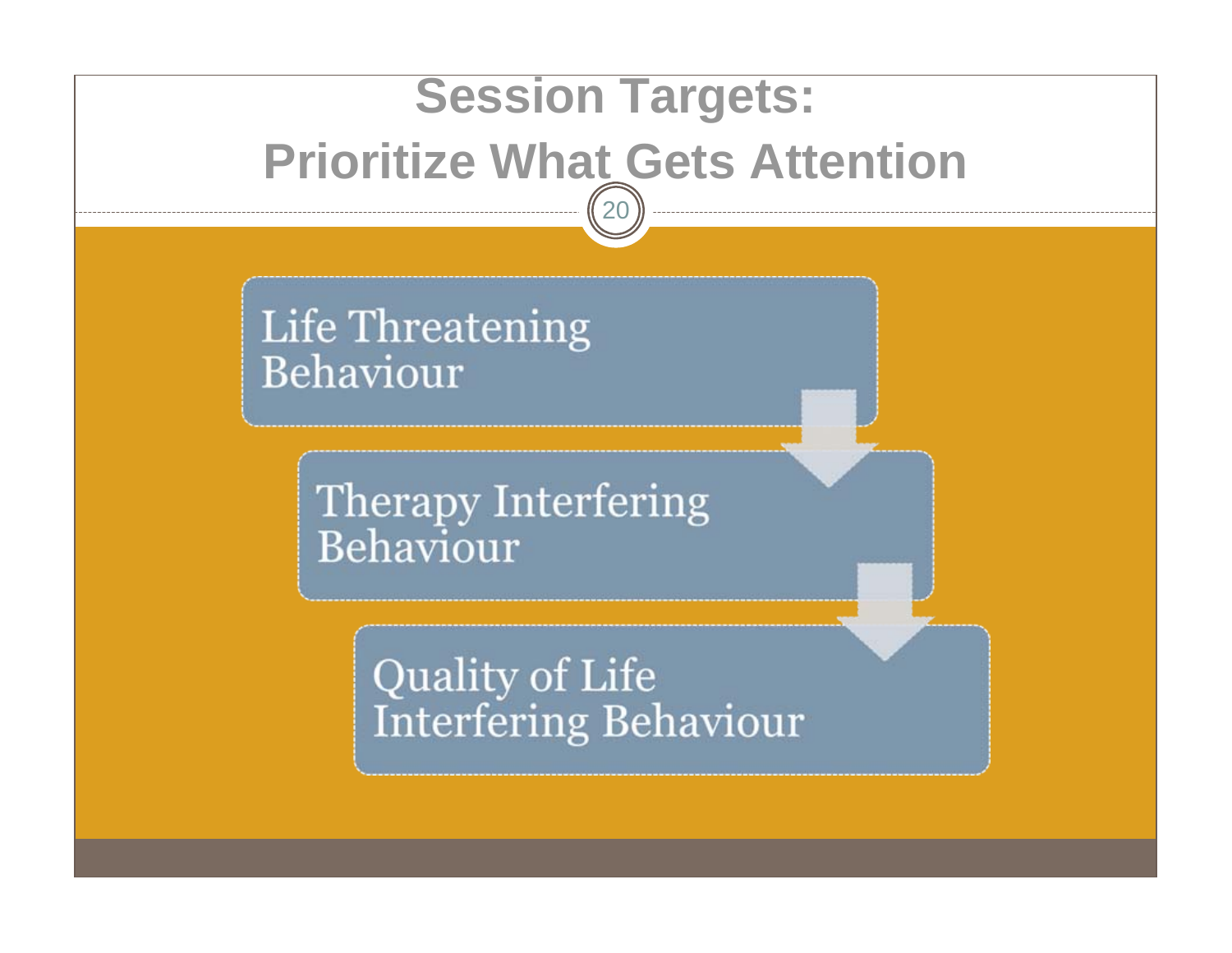# Session Targets: Prioritize What Gets Attention

- Life Threatening Behaviour
- Therapy Interfering Behaviour
- Quality of Life Interfering Behaviour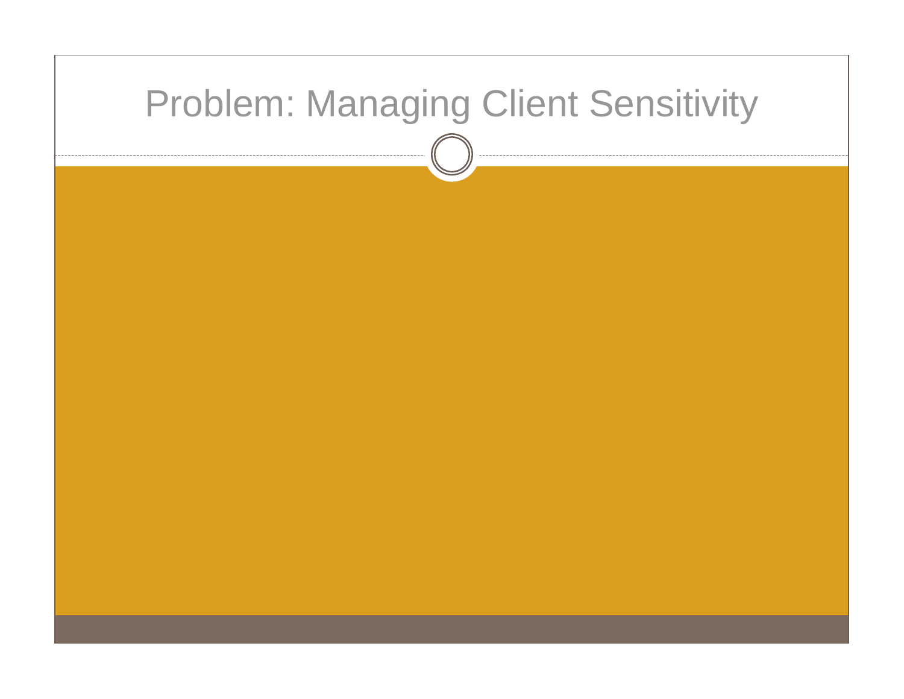# Problem: Managing Client Sensitivity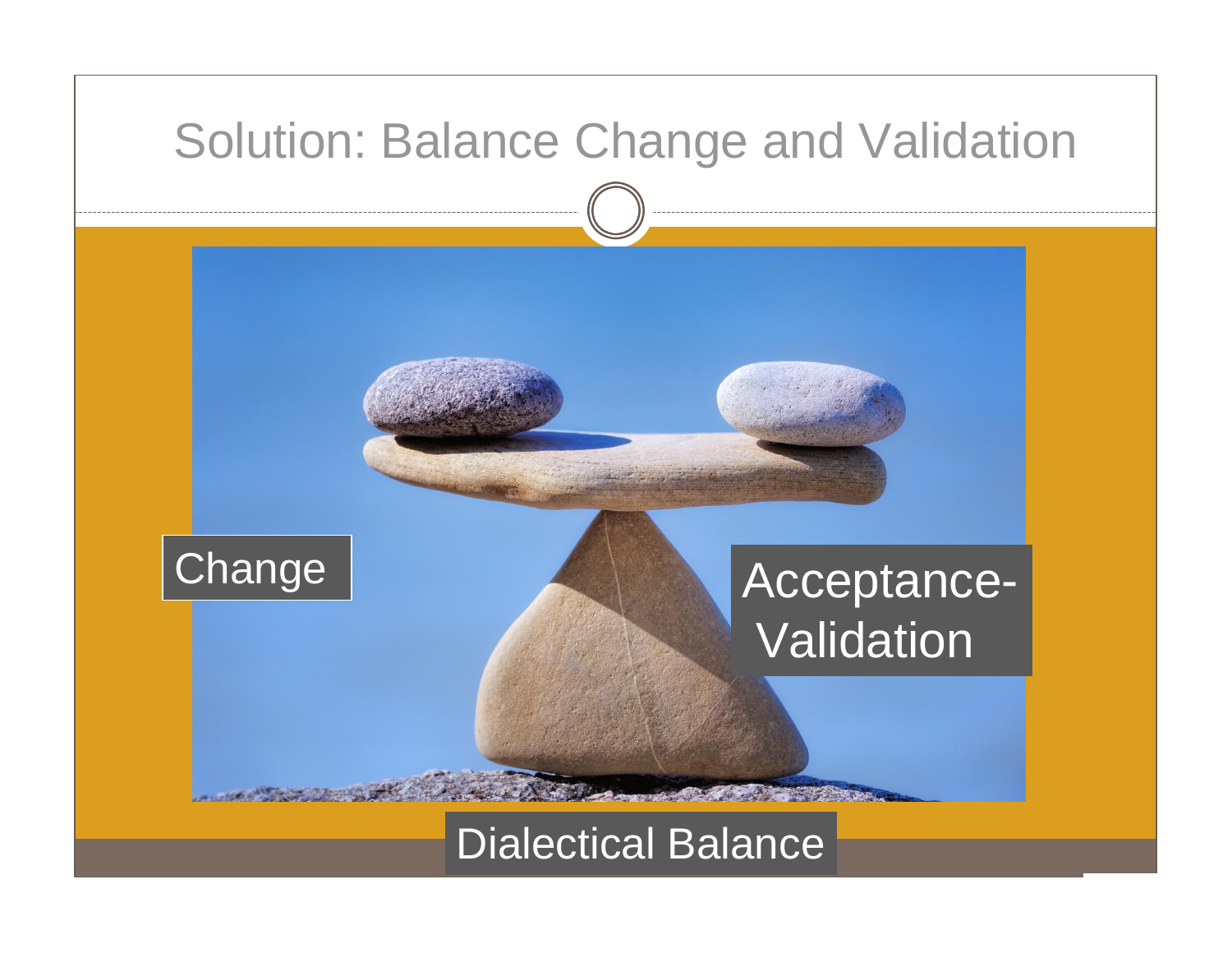# Solution: Balance Change and Validation

Change

Acceptance-Validation

Dialectical Balance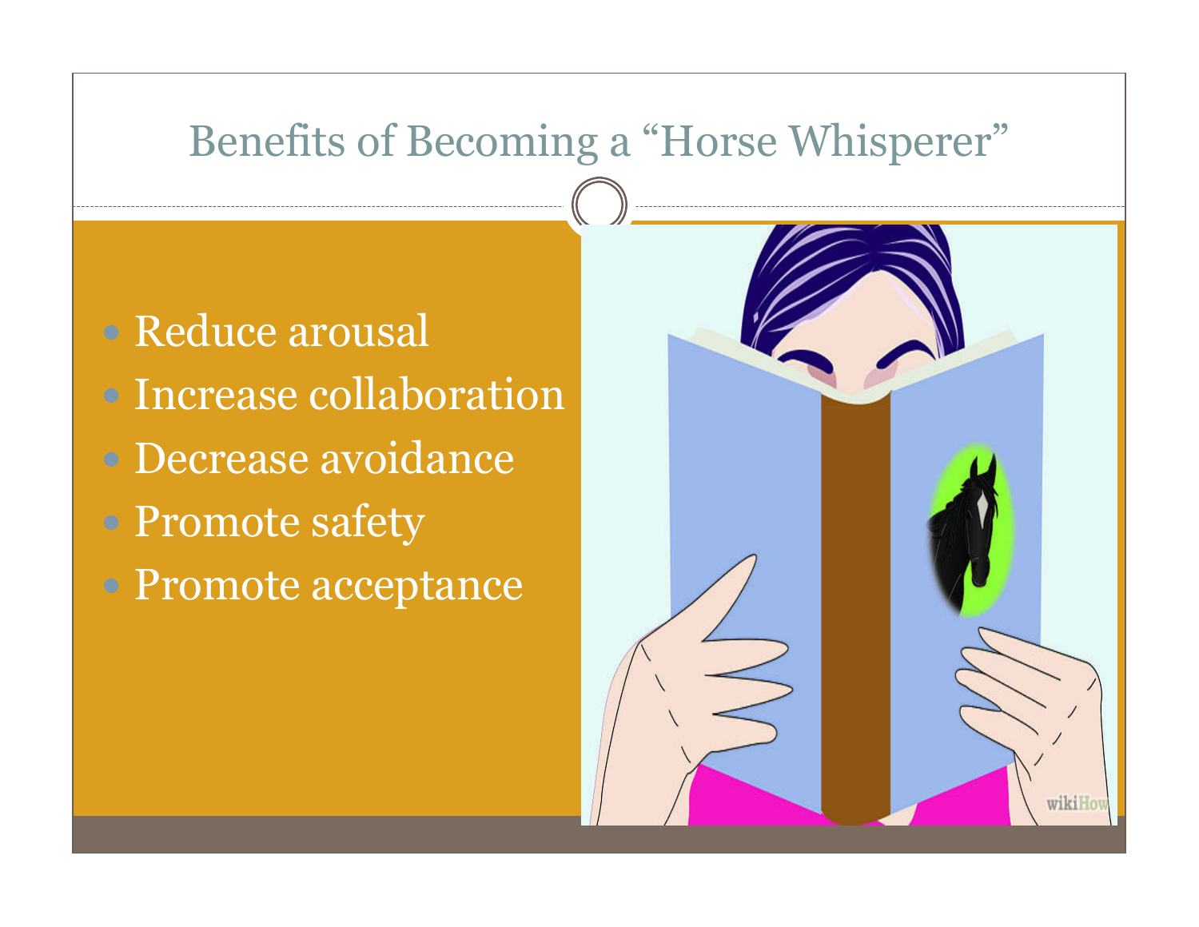# Benefits of Becoming a "Horse Whisperer"

- Reduce arousal
- Increase collaboration
- Decrease avoidance
- Promote safety
- Promote acceptance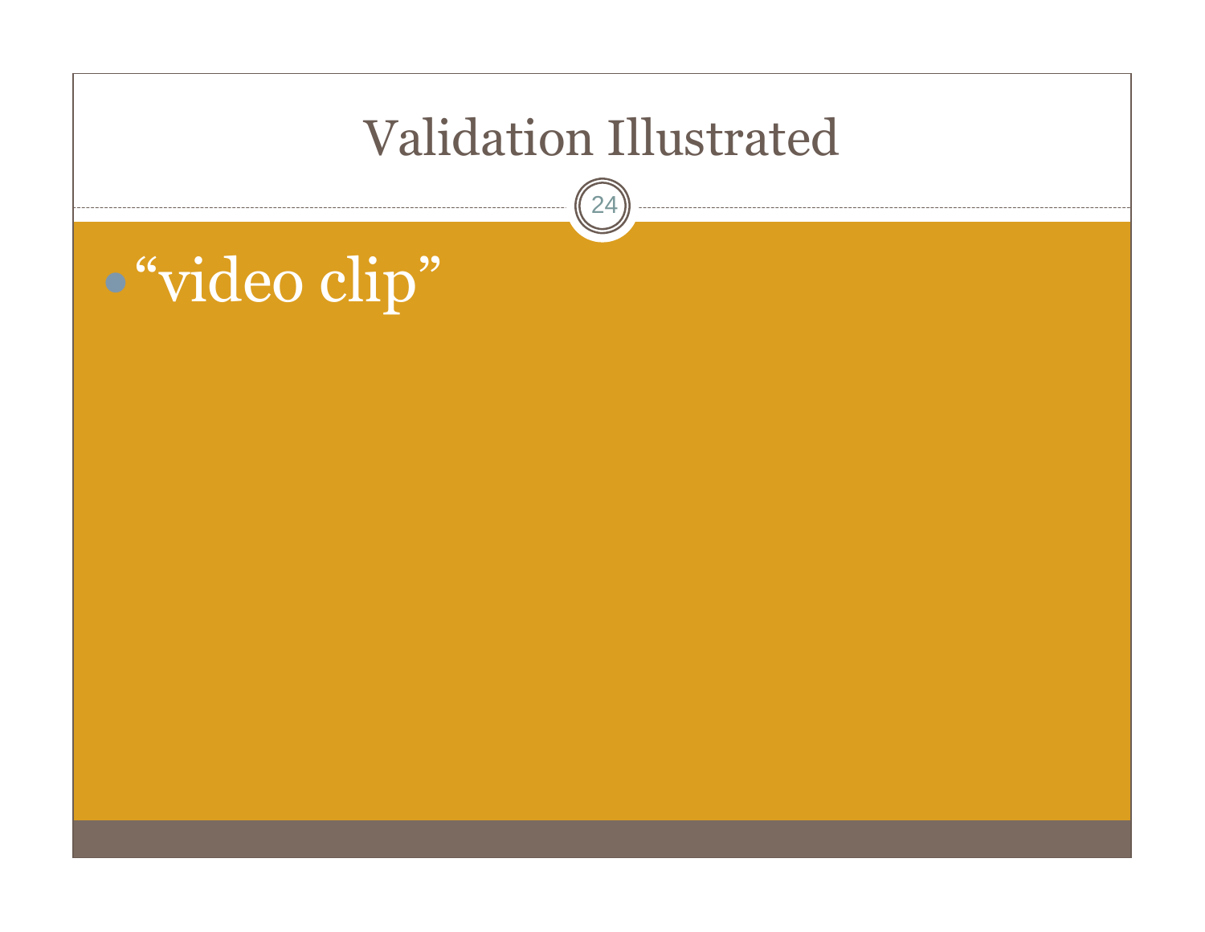# Validation Illustrated

- “video clip”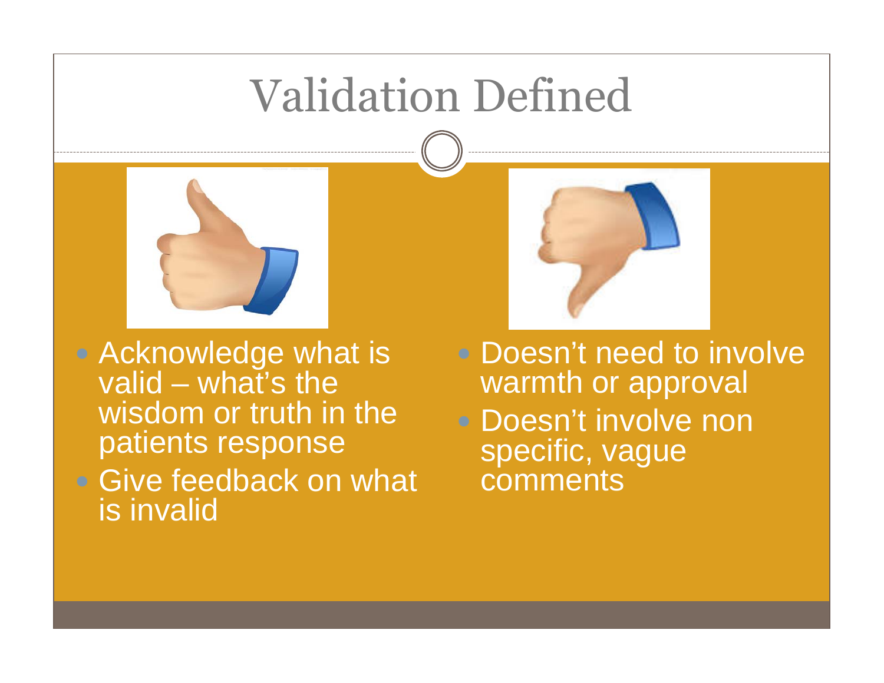# Validation Defined

- Acknowledge what is valid – what's the wisdom or truth in the patients response
- Give feedback on what is invalid

- Doesn't need to involve warmth or approval
- Doesn't involve non specific, vague comments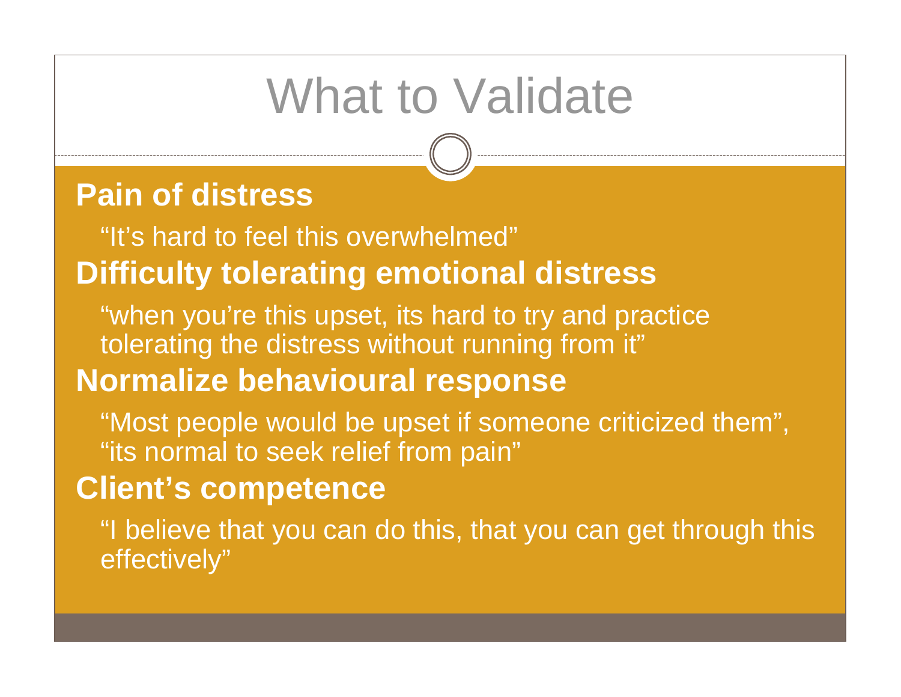# What to Validate

**Pain of distress**

“It’s hard to feel this overwhelmed”

**Difficulty tolerating emotional distress**

“when you’re this upset, its hard to try and practice tolerating the distress without running from it”

**Normalize behavioural response**

“Most people would be upset if someone criticized them”, “its normal to seek relief from pain”

**Client’s competence**

“I believe that you can do this, that you can get through this effectively”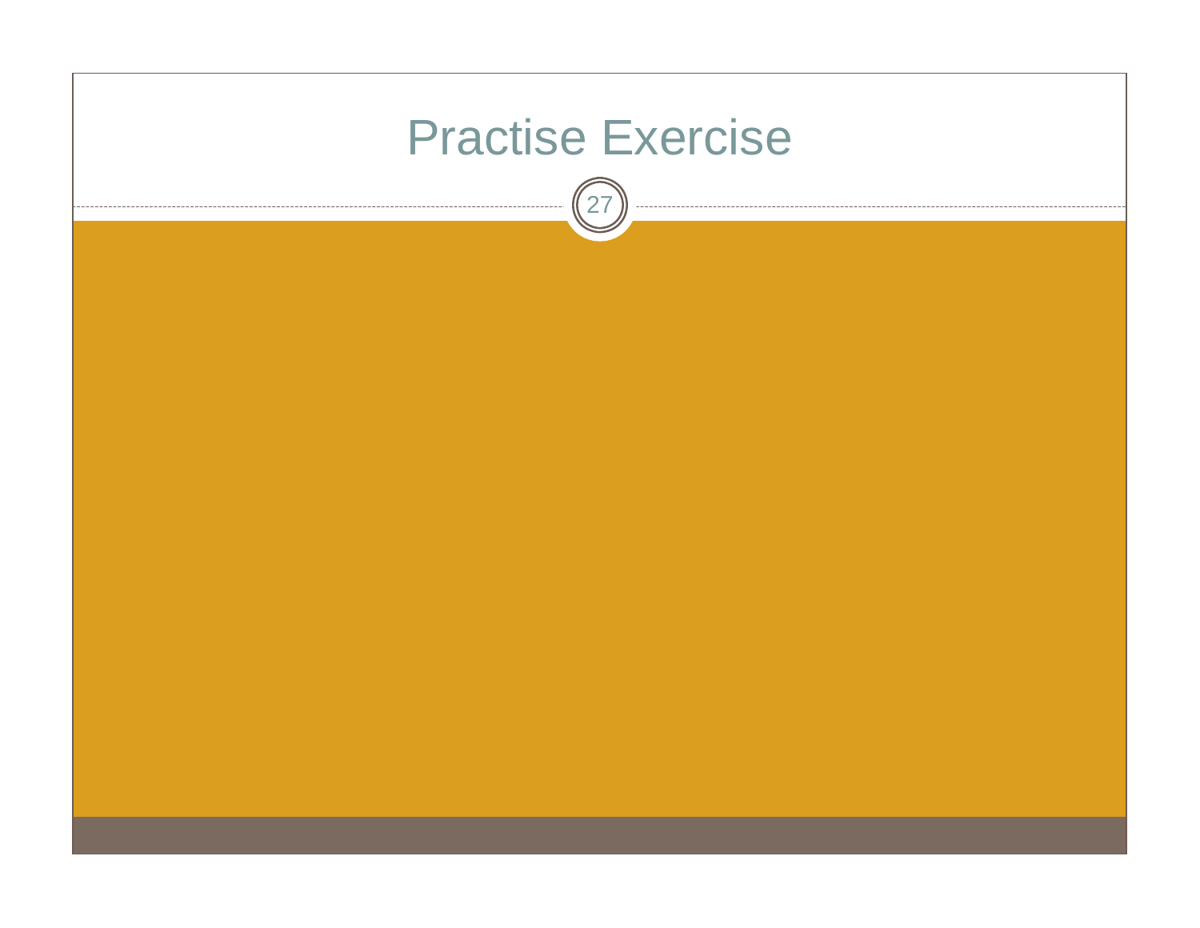# Practise Exercise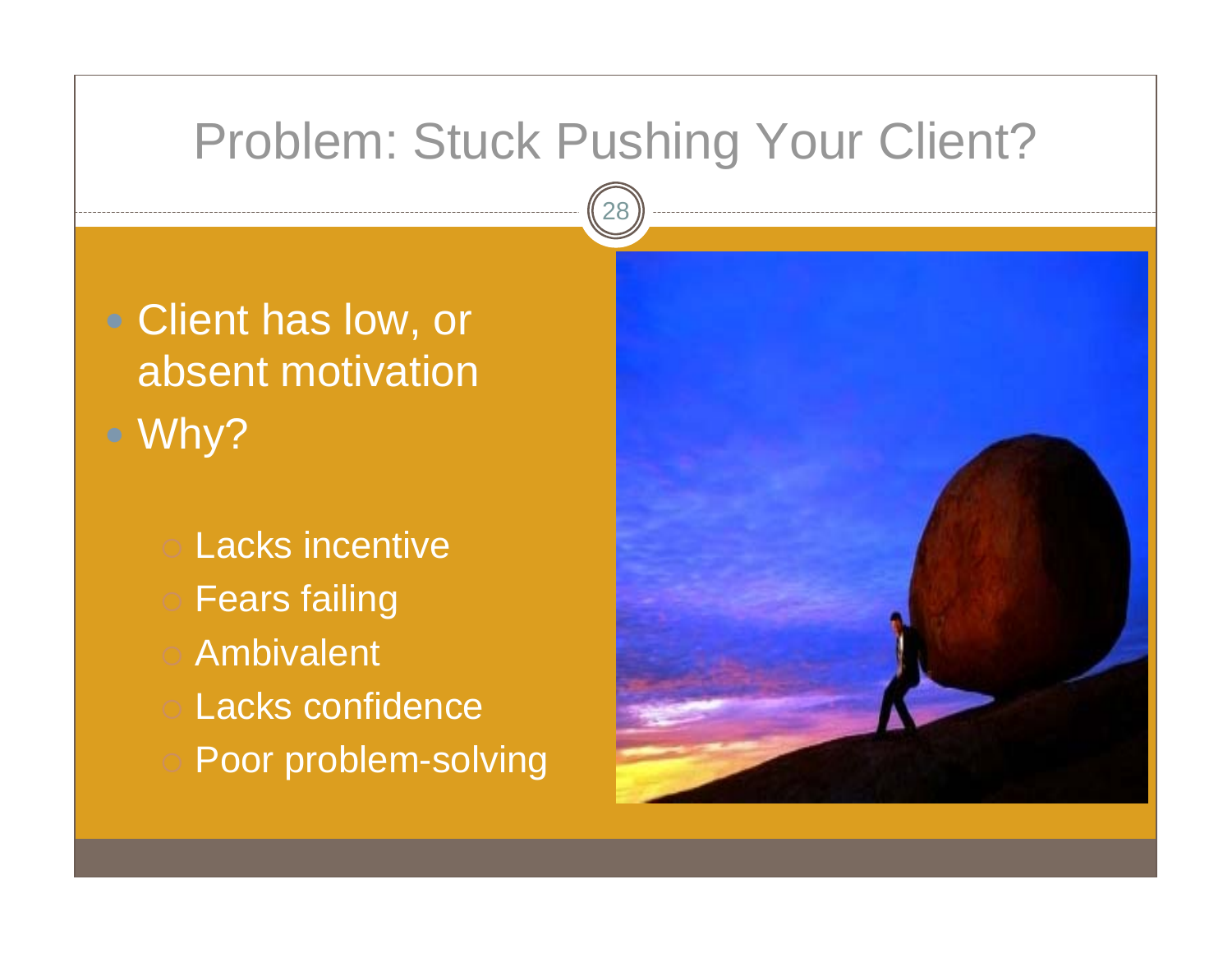# Problem: Stuck Pushing Your Client?

- Client has low, or absent motivation
- Why?
  - Lacks incentive
  - Fears failing
  - Ambivalent
  - Lacks confidence
  - Poor problem-solving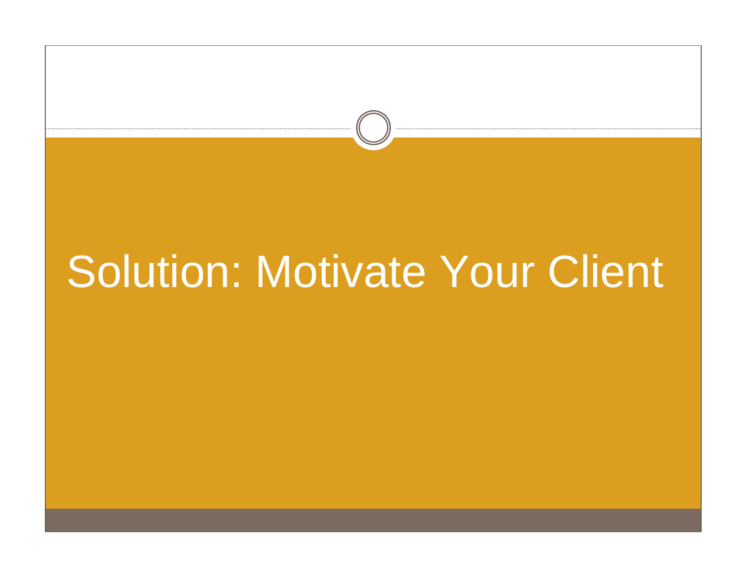# Solution: Motivate Your Client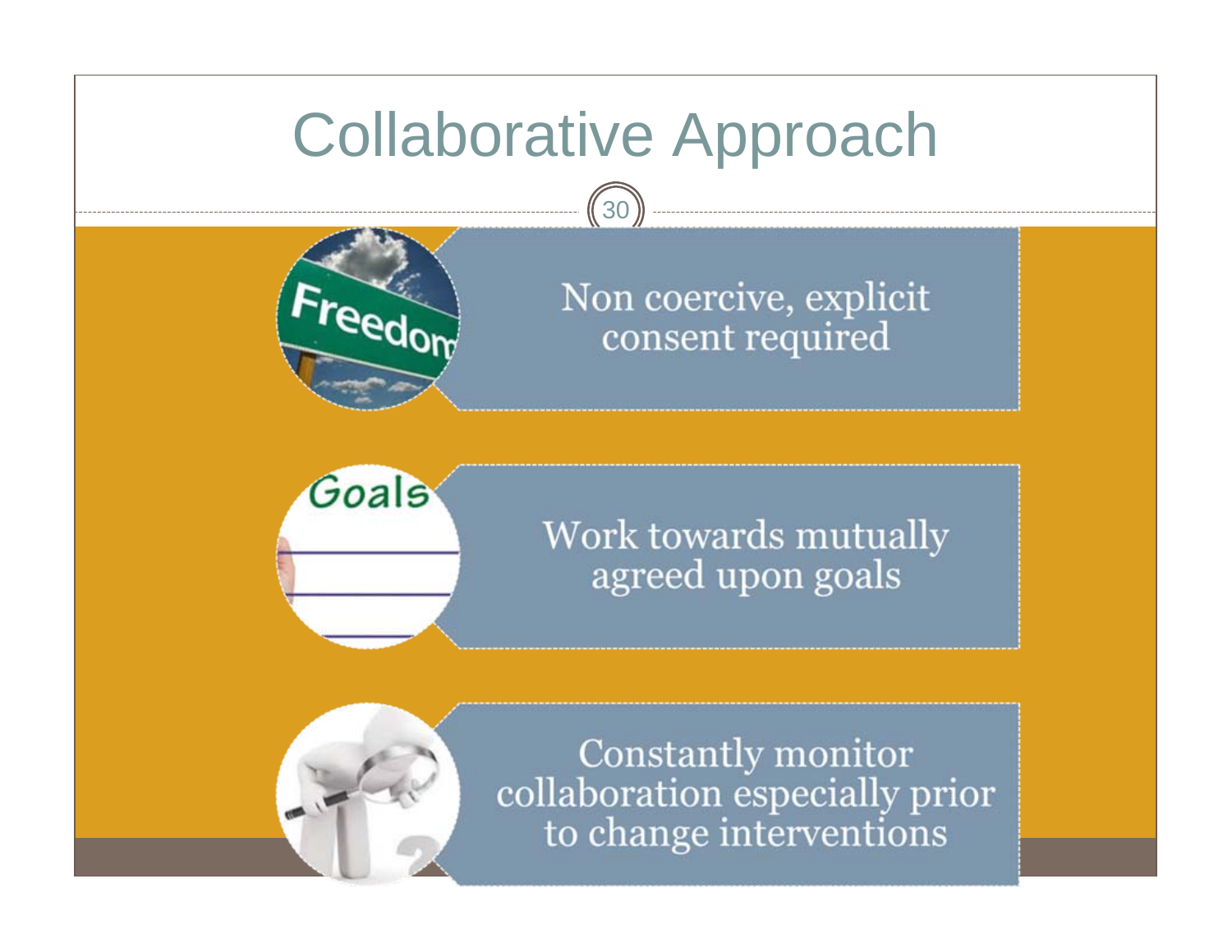# Collaborative Approach

- Non coercive, explicit consent required
- Work towards mutually agreed upon goals
- Constantly monitor collaboration especially prior to change interventions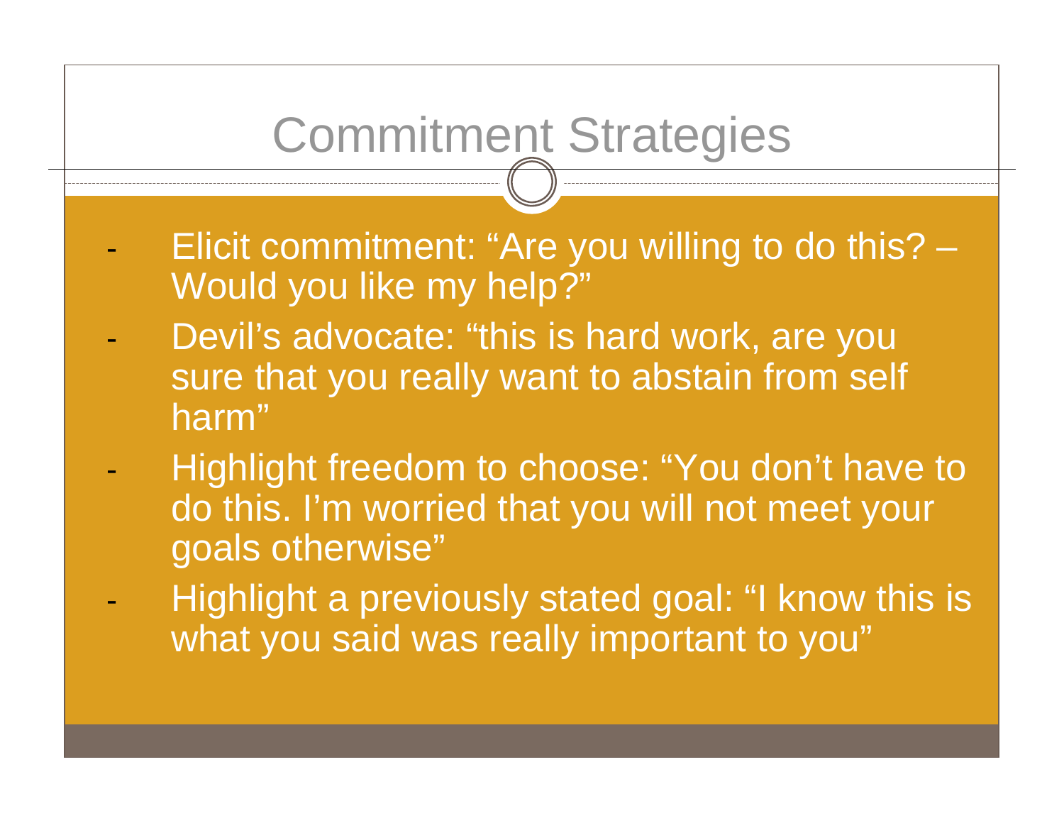# Commitment Strategies

- Elicit commitment: “Are you willing to do this? – Would you like my help?”
- Devil’s advocate: “this is hard work, are you sure that you really want to abstain from self harm”
- Highlight freedom to choose: “You don’t have to do this. I’m worried that you will not meet your goals otherwise”
- Highlight a previously stated goal: “I know this is what you said was really important to you”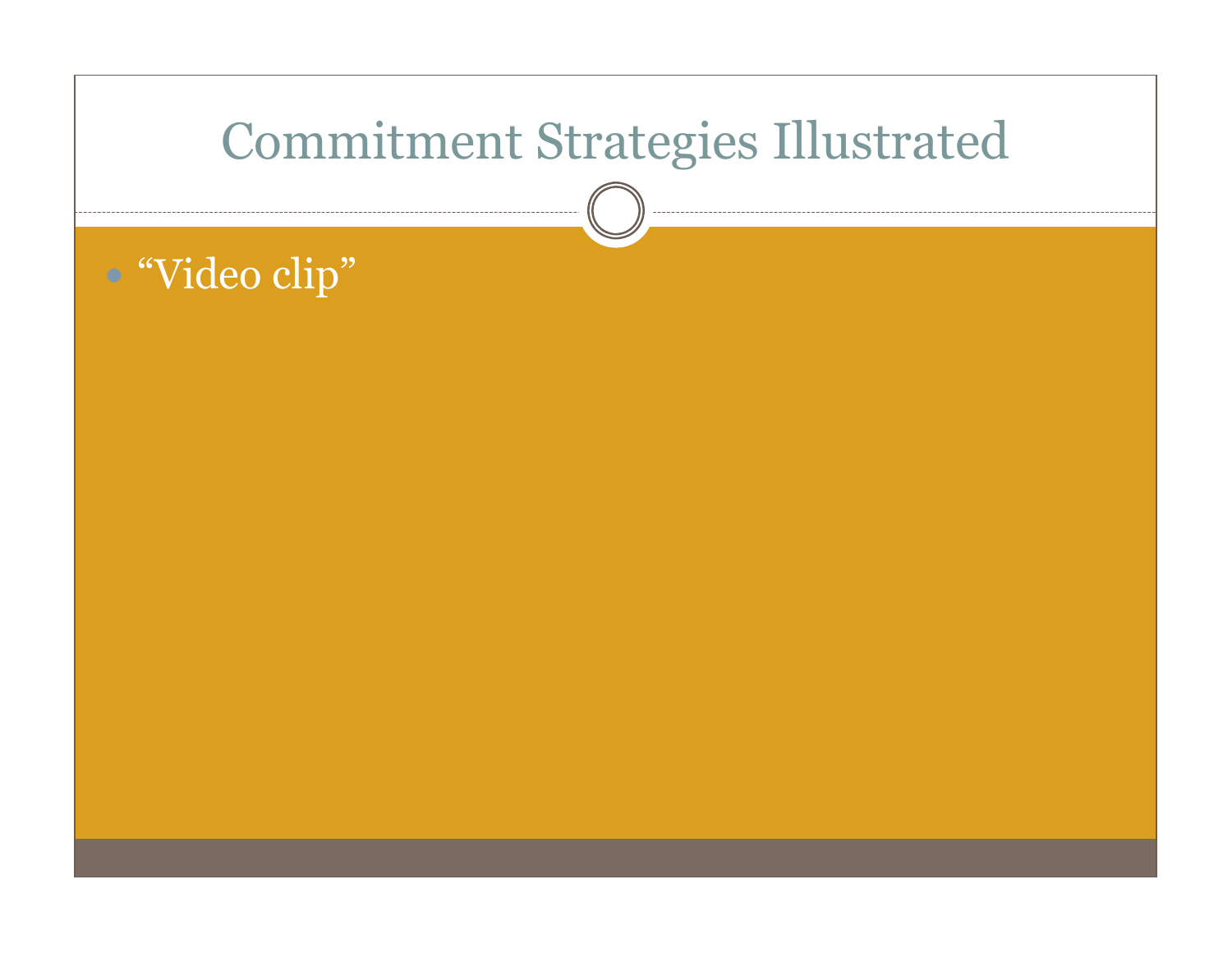# Commitment Strategies Illustrated

- "Video clip"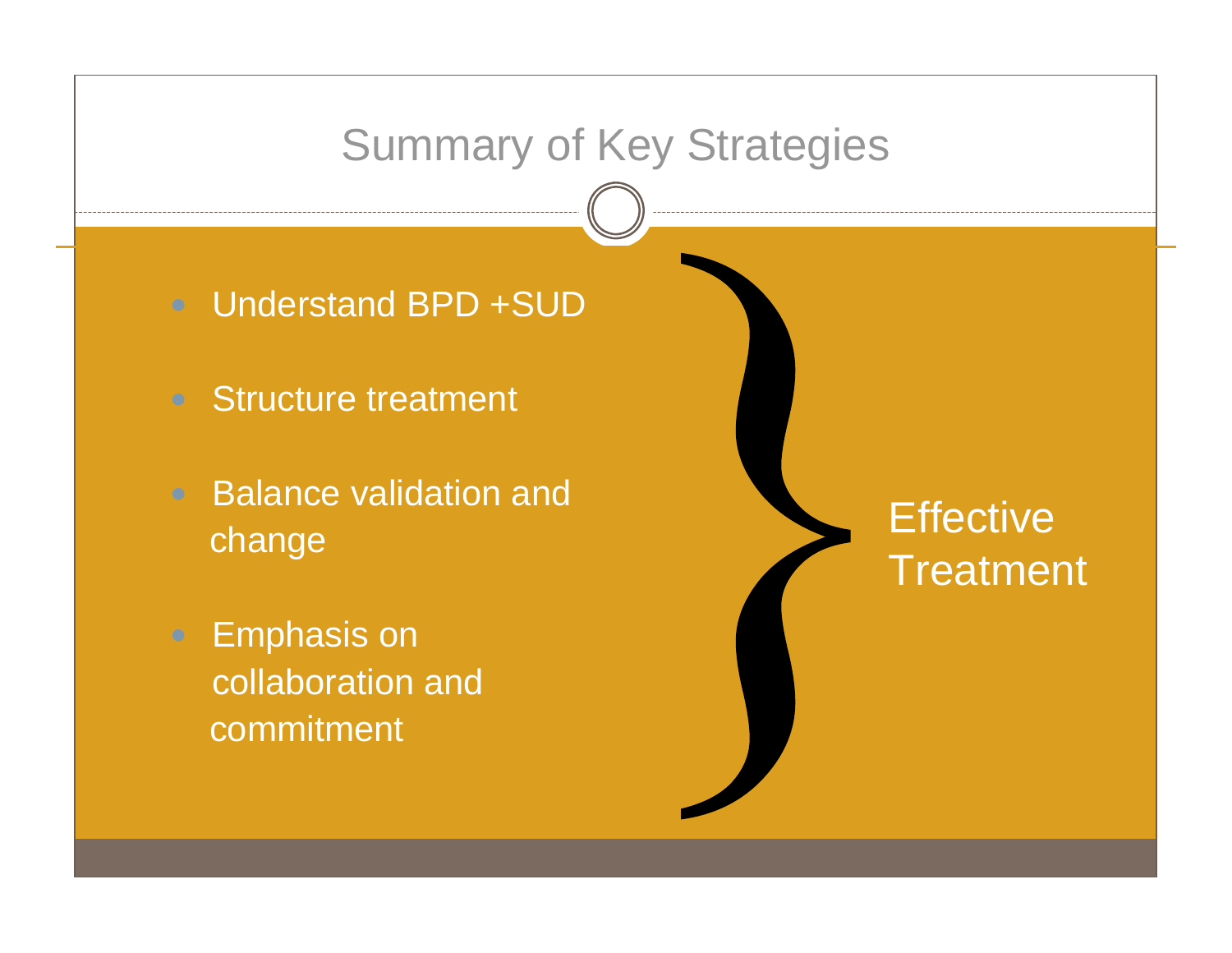# Summary of Key Strategies

- Understand BPD +SUD
- Structure treatment
- Balance validation and change
- Emphasis on collaboration and commitment

} Effective Treatment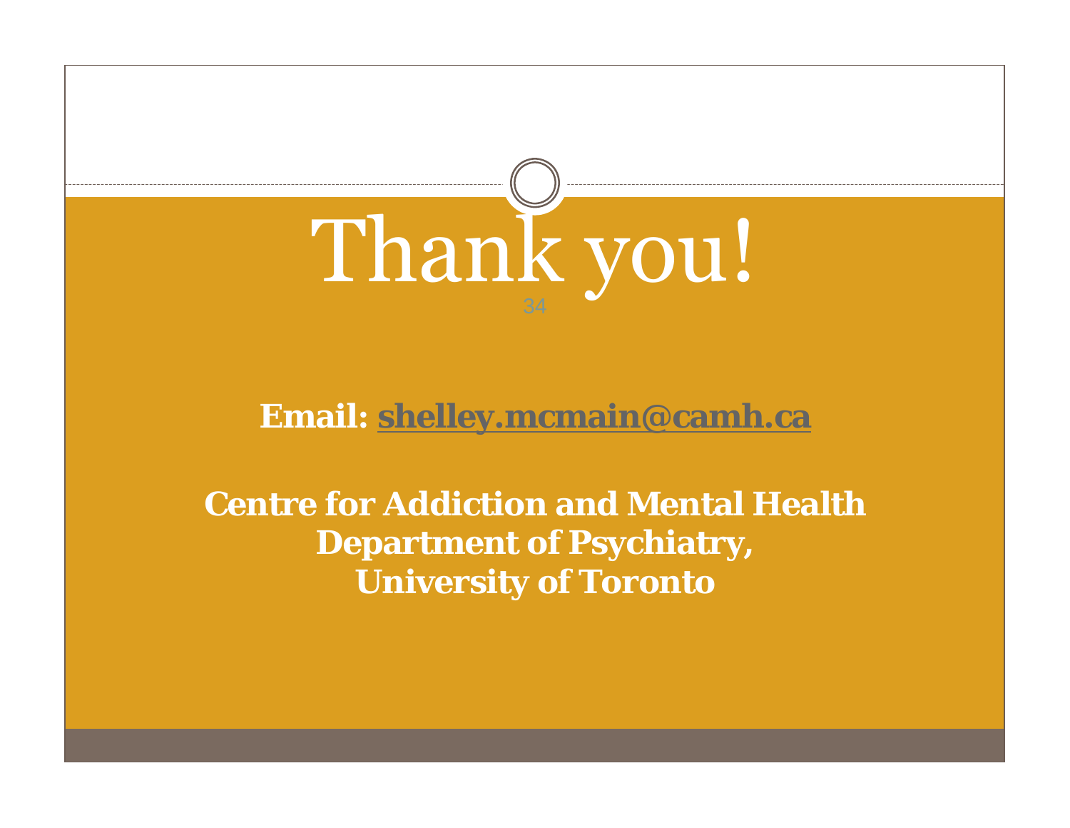# Thank you!

**Email: shelley.mcmain@camh.ca**

**Centre for Addiction and Mental Health**
**Department of Psychiatry,**
**University of Toronto**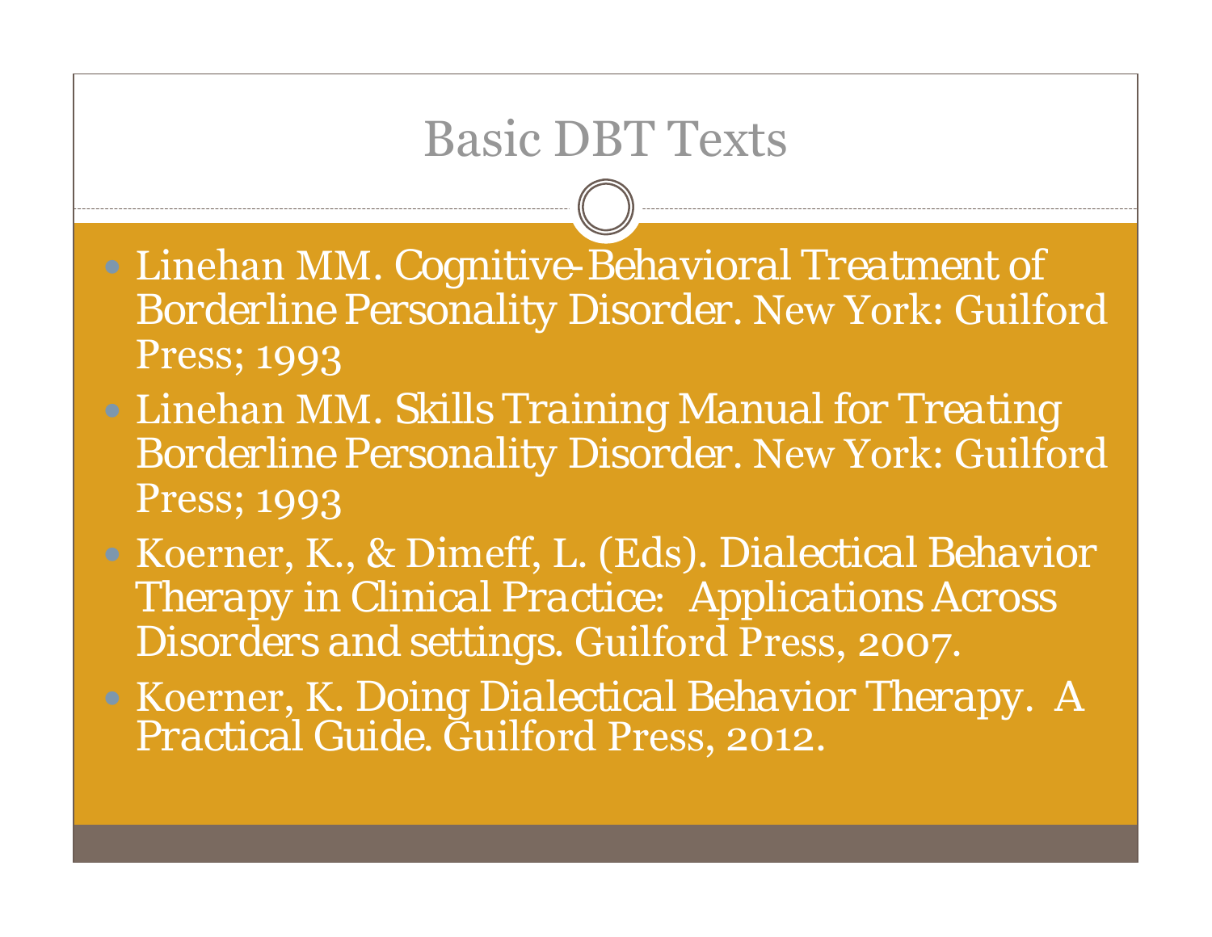# Basic DBT Texts

- Linehan MM. Cognitive-Behavioral Treatment of Borderline Personality Disorder. New York: Guilford Press; 1993
- Linehan MM. Skills Training Manual for Treating Borderline Personality Disorder. New York: Guilford Press; 1993
- Koerner, K., & Dimeff, L. (Eds). Dialectical Behavior Therapy in Clinical Practice: Applications Across Disorders and settings. Guilford Press, 2007.
- Koerner, K. Doing Dialectical Behavior Therapy. A Practical Guide. Guilford Press, 2012.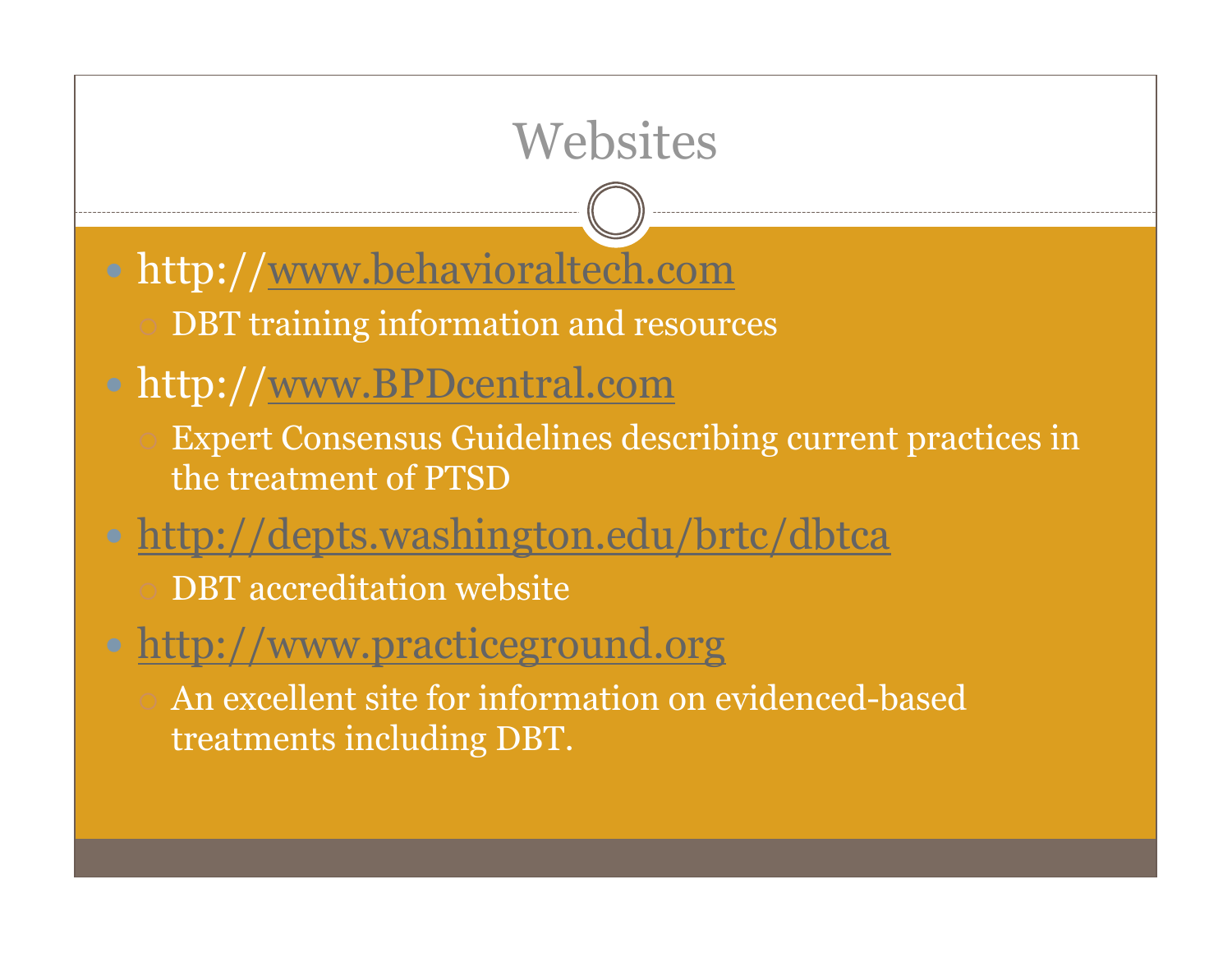# Websites

- http://www.behavioraltech.com
  - DBT training information and resources
- http://www.BPDcentral.com
  - Expert Consensus Guidelines describing current practices in the treatment of PTSD
- http://depts.washington.edu/brtc/dbtca
  - DBT accreditation website
- http://www.practiceground.org
  - An excellent site for information on evidenced-based treatments including DBT.